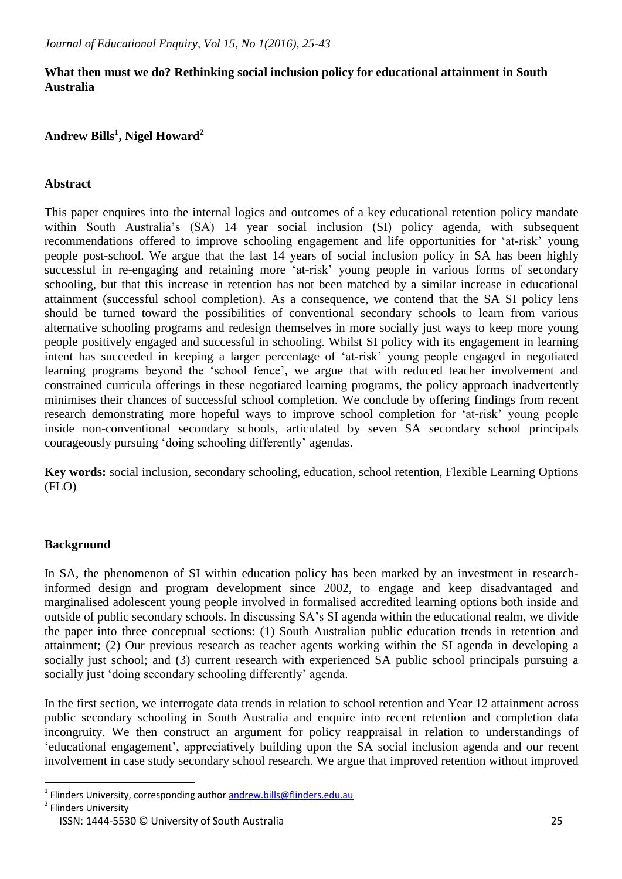# What then must we do? Rethinking social inclusion policy for educational attainment in South Australia

**Andrew Bills[1], Nigel Howard[2]**

## Abstract

This paper enquires into the internal logics and outcomes of a key educational retention policy mandate within South Australia's (SA) 14 year social inclusion (SI) policy agenda, with subsequent recommendations offered to improve schooling engagement and life opportunities for 'at-risk' young people post-school. We argue that the last 14 years of social inclusion policy in SA has been highly successful in re-engaging and retaining more 'at-risk' young people in various forms of secondary schooling, but that this increase in retention has not been matched by a similar increase in educational attainment (successful school completion). As a consequence, we contend that the SA SI policy lens should be turned toward the possibilities of conventional secondary schools to learn from various alternative schooling programs and redesign themselves in more socially just ways to keep more young people positively engaged and successful in schooling. Whilst SI policy with its engagement in learning intent has succeeded in keeping a larger percentage of 'at-risk' young people engaged in negotiated learning programs beyond the 'school fence', we argue that with reduced teacher involvement and constrained curricula offerings in these negotiated learning programs, the policy approach inadvertently minimises their chances of successful school completion. We conclude by offering findings from recent research demonstrating more hopeful ways to improve school completion for 'at-risk' young people inside non-conventional secondary schools, articulated by seven SA secondary school principals courageously pursuing 'doing schooling differently' agendas.

**Key words:** social inclusion, secondary schooling, education, school retention, Flexible Learning Options (FLO)

## Background

In SA, the phenomenon of SI within education policy has been marked by an investment in research-informed design and program development since 2002, to engage and keep disadvantaged and marginalised adolescent young people involved in formalised accredited learning options both inside and outside of public secondary schools. In discussing SA's SI agenda within the educational realm, we divide the paper into three conceptual sections: (1) South Australian public education trends in retention and attainment; (2) Our previous research as teacher agents working within the SI agenda in developing a socially just school; and (3) current research with experienced SA public school principals pursuing a socially just 'doing secondary schooling differently' agenda.

In the first section, we interrogate data trends in relation to school retention and Year 12 attainment across public secondary schooling in South Australia and enquire into recent retention and completion data incongruity. We then construct an argument for policy reappraisal in relation to understandings of 'educational engagement', appreciatively building upon the SA social inclusion agenda and our recent involvement in case study secondary school research. We argue that improved retention without improved

---

[1] Flinders University, corresponding author andrew.bills@flinders.edu.au

[2] Flinders University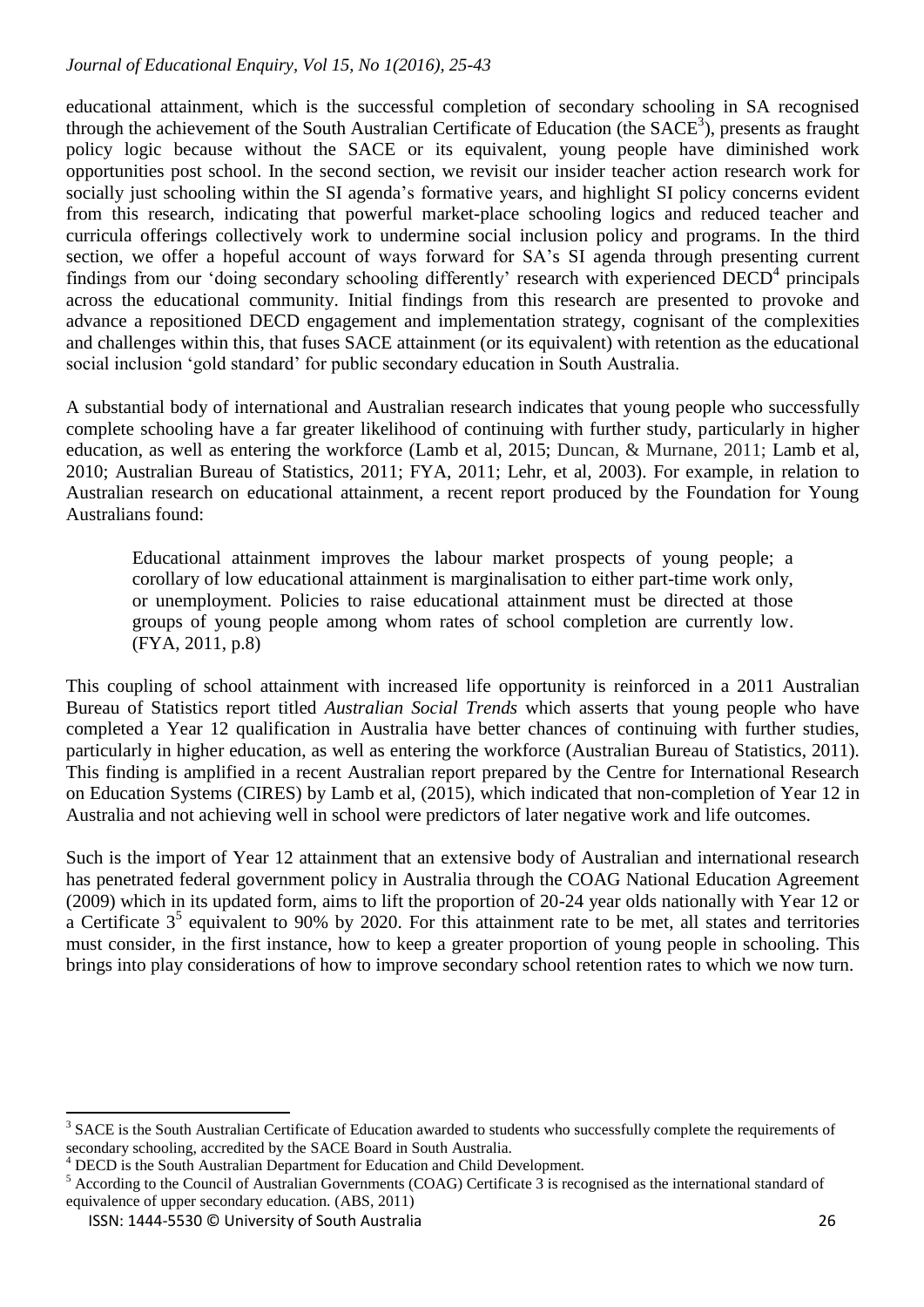educational attainment, which is the successful completion of secondary schooling in SA recognised through the achievement of the South Australian Certificate of Education (the SACE[3]), presents as fraught policy logic because without the SACE or its equivalent, young people have diminished work opportunities post school. In the second section, we revisit our insider teacher action research work for socially just schooling within the SI agenda's formative years, and highlight SI policy concerns evident from this research, indicating that powerful market-place schooling logics and reduced teacher and curricula offerings collectively work to undermine social inclusion policy and programs. In the third section, we offer a hopeful account of ways forward for SA's SI agenda through presenting current findings from our 'doing secondary schooling differently' research with experienced DECD[4] principals across the educational community. Initial findings from this research are presented to provoke and advance a repositioned DECD engagement and implementation strategy, cognisant of the complexities and challenges within this, that fuses SACE attainment (or its equivalent) with retention as the educational social inclusion 'gold standard' for public secondary education in South Australia.

A substantial body of international and Australian research indicates that young people who successfully complete schooling have a far greater likelihood of continuing with further study, particularly in higher education, as well as entering the workforce (Lamb et al, 2015; Duncan, & Murnane, 2011; Lamb et al, 2010; Australian Bureau of Statistics, 2011; FYA, 2011; Lehr, et al, 2003). For example, in relation to Australian research on educational attainment, a recent report produced by the Foundation for Young Australians found:

> Educational attainment improves the labour market prospects of young people; a corollary of low educational attainment is marginalisation to either part-time work only, or unemployment. Policies to raise educational attainment must be directed at those groups of young people among whom rates of school completion are currently low. (FYA, 2011, p.8)

This coupling of school attainment with increased life opportunity is reinforced in a 2011 Australian Bureau of Statistics report titled *Australian Social Trends* which asserts that young people who have completed a Year 12 qualification in Australia have better chances of continuing with further studies, particularly in higher education, as well as entering the workforce (Australian Bureau of Statistics, 2011). This finding is amplified in a recent Australian report prepared by the Centre for International Research on Education Systems (CIRES) by Lamb et al, (2015), which indicated that non-completion of Year 12 in Australia and not achieving well in school were predictors of later negative work and life outcomes.

Such is the import of Year 12 attainment that an extensive body of Australian and international research has penetrated federal government policy in Australia through the COAG National Education Agreement (2009) which in its updated form, aims to lift the proportion of 20-24 year olds nationally with Year 12 or a Certificate 3[5] equivalent to 90% by 2020. For this attainment rate to be met, all states and territories must consider, in the first instance, how to keep a greater proportion of young people in schooling. This brings into play considerations of how to improve secondary school retention rates to which we now turn.

---

[3] SACE is the South Australian Certificate of Education awarded to students who successfully complete the requirements of secondary schooling, accredited by the SACE Board in South Australia.

[4] DECD is the South Australian Department for Education and Child Development.

[5] According to the Council of Australian Governments (COAG) Certificate 3 is recognised as the international standard of equivalence of upper secondary education. (ABS, 2011)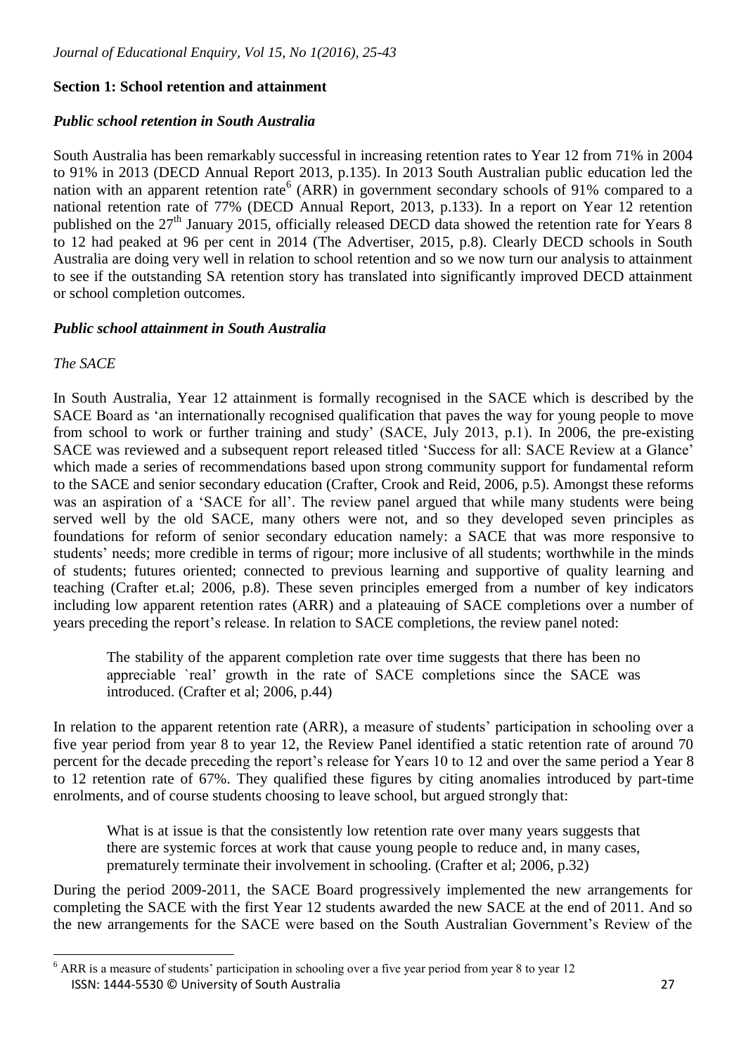## Section 1: School retention and attainment

### *Public school retention in South Australia*

South Australia has been remarkably successful in increasing retention rates to Year 12 from 71% in 2004 to 91% in 2013 (DECD Annual Report 2013, p.135). In 2013 South Australian public education led the nation with an apparent retention rate[6] (ARR) in government secondary schools of 91% compared to a national retention rate of 77% (DECD Annual Report, 2013, p.133). In a report on Year 12 retention published on the 27th January 2015, officially released DECD data showed the retention rate for Years 8 to 12 had peaked at 96 per cent in 2014 (The Advertiser, 2015, p.8). Clearly DECD schools in South Australia are doing very well in relation to school retention and so we now turn our analysis to attainment to see if the outstanding SA retention story has translated into significantly improved DECD attainment or school completion outcomes.

### *Public school attainment in South Australia*

*The SACE*

In South Australia, Year 12 attainment is formally recognised in the SACE which is described by the SACE Board as 'an internationally recognised qualification that paves the way for young people to move from school to work or further training and study' (SACE, July 2013, p.1). In 2006, the pre-existing SACE was reviewed and a subsequent report released titled 'Success for all: SACE Review at a Glance' which made a series of recommendations based upon strong community support for fundamental reform to the SACE and senior secondary education (Crafter, Crook and Reid, 2006, p.5). Amongst these reforms was an aspiration of a 'SACE for all'. The review panel argued that while many students were being served well by the old SACE, many others were not, and so they developed seven principles as foundations for reform of senior secondary education namely: a SACE that was more responsive to students' needs; more credible in terms of rigour; more inclusive of all students; worthwhile in the minds of students; futures oriented; connected to previous learning and supportive of quality learning and teaching (Crafter et.al; 2006, p.8). These seven principles emerged from a number of key indicators including low apparent retention rates (ARR) and a plateauing of SACE completions over a number of years preceding the report's release. In relation to SACE completions, the review panel noted:

> The stability of the apparent completion rate over time suggests that there has been no appreciable `real' growth in the rate of SACE completions since the SACE was introduced. (Crafter et al; 2006, p.44)

In relation to the apparent retention rate (ARR), a measure of students' participation in schooling over a five year period from year 8 to year 12, the Review Panel identified a static retention rate of around 70 percent for the decade preceding the report's release for Years 10 to 12 and over the same period a Year 8 to 12 retention rate of 67%. They qualified these figures by citing anomalies introduced by part-time enrolments, and of course students choosing to leave school, but argued strongly that:

> What is at issue is that the consistently low retention rate over many years suggests that there are systemic forces at work that cause young people to reduce and, in many cases, prematurely terminate their involvement in schooling. (Crafter et al; 2006, p.32)

During the period 2009-2011, the SACE Board progressively implemented the new arrangements for completing the SACE with the first Year 12 students awarded the new SACE at the end of 2011. And so the new arrangements for the SACE were based on the South Australian Government's Review of the

[6] ARR is a measure of students' participation in schooling over a five year period from year 8 to year 12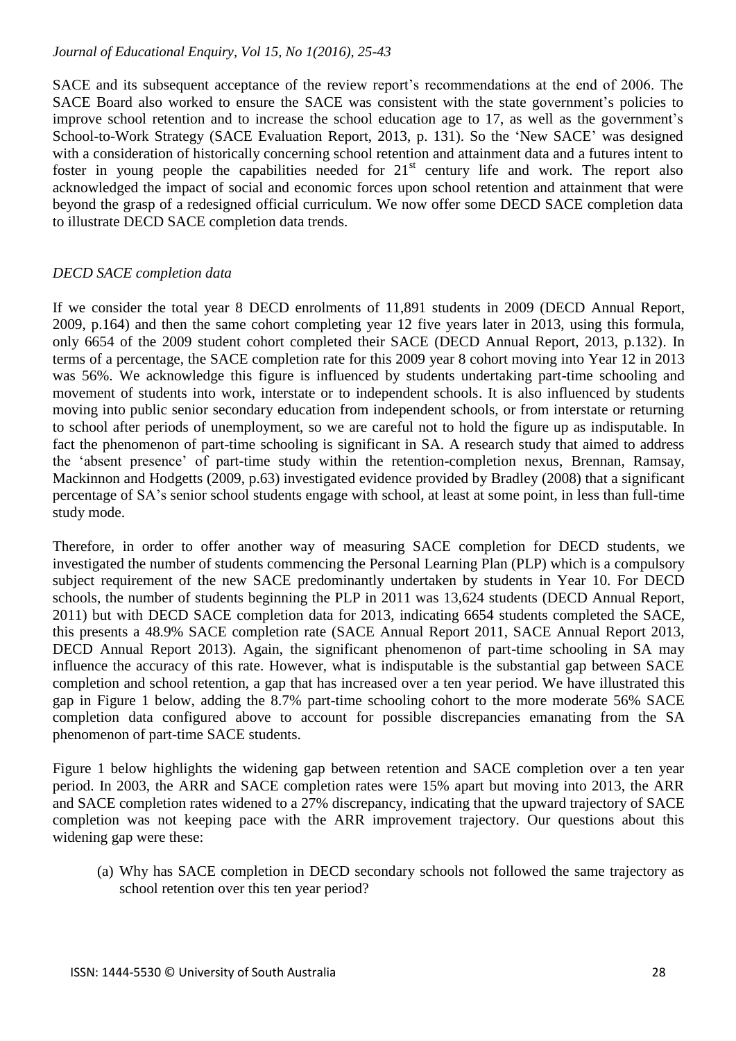SACE and its subsequent acceptance of the review report's recommendations at the end of 2006. The SACE Board also worked to ensure the SACE was consistent with the state government's policies to improve school retention and to increase the school education age to 17, as well as the government's School-to-Work Strategy (SACE Evaluation Report, 2013, p. 131). So the 'New SACE' was designed with a consideration of historically concerning school retention and attainment data and a futures intent to foster in young people the capabilities needed for 21st century life and work. The report also acknowledged the impact of social and economic forces upon school retention and attainment that were beyond the grasp of a redesigned official curriculum. We now offer some DECD SACE completion data to illustrate DECD SACE completion data trends.

*DECD SACE completion data*

If we consider the total year 8 DECD enrolments of 11,891 students in 2009 (DECD Annual Report, 2009, p.164) and then the same cohort completing year 12 five years later in 2013, using this formula, only 6654 of the 2009 student cohort completed their SACE (DECD Annual Report, 2013, p.132). In terms of a percentage, the SACE completion rate for this 2009 year 8 cohort moving into Year 12 in 2013 was 56%. We acknowledge this figure is influenced by students undertaking part-time schooling and movement of students into work, interstate or to independent schools. It is also influenced by students moving into public senior secondary education from independent schools, or from interstate or returning to school after periods of unemployment, so we are careful not to hold the figure up as indisputable. In fact the phenomenon of part-time schooling is significant in SA. A research study that aimed to address the 'absent presence' of part-time study within the retention-completion nexus, Brennan, Ramsay, Mackinnon and Hodgetts (2009, p.63) investigated evidence provided by Bradley (2008) that a significant percentage of SA's senior school students engage with school, at least at some point, in less than full-time study mode.

Therefore, in order to offer another way of measuring SACE completion for DECD students, we investigated the number of students commencing the Personal Learning Plan (PLP) which is a compulsory subject requirement of the new SACE predominantly undertaken by students in Year 10. For DECD schools, the number of students beginning the PLP in 2011 was 13,624 students (DECD Annual Report, 2011) but with DECD SACE completion data for 2013, indicating 6654 students completed the SACE, this presents a 48.9% SACE completion rate (SACE Annual Report 2011, SACE Annual Report 2013, DECD Annual Report 2013). Again, the significant phenomenon of part-time schooling in SA may influence the accuracy of this rate. However, what is indisputable is the substantial gap between SACE completion and school retention, a gap that has increased over a ten year period. We have illustrated this gap in Figure 1 below, adding the 8.7% part-time schooling cohort to the more moderate 56% SACE completion data configured above to account for possible discrepancies emanating from the SA phenomenon of part-time SACE students.

Figure 1 below highlights the widening gap between retention and SACE completion over a ten year period. In 2003, the ARR and SACE completion rates were 15% apart but moving into 2013, the ARR and SACE completion rates widened to a 27% discrepancy, indicating that the upward trajectory of SACE completion was not keeping pace with the ARR improvement trajectory. Our questions about this widening gap were these:

(a) Why has SACE completion in DECD secondary schools not followed the same trajectory as school retention over this ten year period?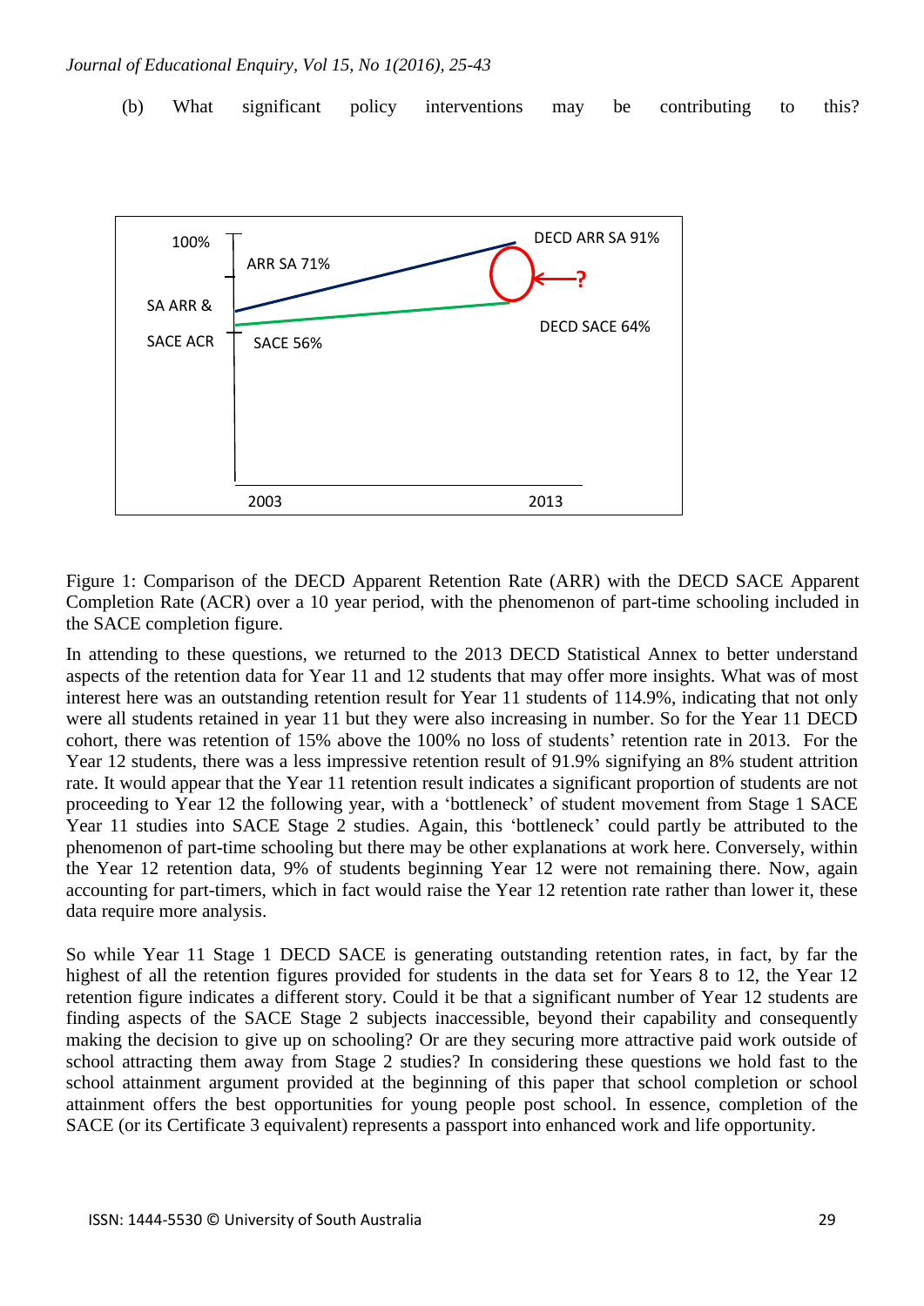(b) What significant policy interventions may be contributing to this?

100%

ARR SA 71%

SA ARR &

SACE ACR

SACE 56%

DECD ARR SA 91%

?

DECD SACE 64%

2003

2013

Figure 1: Comparison of the DECD Apparent Retention Rate (ARR) with the DECD SACE Apparent Completion Rate (ACR) over a 10 year period, with the phenomenon of part-time schooling included in the SACE completion figure.

In attending to these questions, we returned to the 2013 DECD Statistical Annex to better understand aspects of the retention data for Year 11 and 12 students that may offer more insights. What was of most interest here was an outstanding retention result for Year 11 students of 114.9%, indicating that not only were all students retained in year 11 but they were also increasing in number. So for the Year 11 DECD cohort, there was retention of 15% above the 100% no loss of students' retention rate in 2013. For the Year 12 students, there was a less impressive retention result of 91.9% signifying an 8% student attrition rate. It would appear that the Year 11 retention result indicates a significant proportion of students are not proceeding to Year 12 the following year, with a 'bottleneck' of student movement from Stage 1 SACE Year 11 studies into SACE Stage 2 studies. Again, this 'bottleneck' could partly be attributed to the phenomenon of part-time schooling but there may be other explanations at work here. Conversely, within the Year 12 retention data, 9% of students beginning Year 12 were not remaining there. Now, again accounting for part-timers, which in fact would raise the Year 12 retention rate rather than lower it, these data require more analysis.

So while Year 11 Stage 1 DECD SACE is generating outstanding retention rates, in fact, by far the highest of all the retention figures provided for students in the data set for Years 8 to 12, the Year 12 retention figure indicates a different story. Could it be that a significant number of Year 12 students are finding aspects of the SACE Stage 2 subjects inaccessible, beyond their capability and consequently making the decision to give up on schooling? Or are they securing more attractive paid work outside of school attracting them away from Stage 2 studies? In considering these questions we hold fast to the school attainment argument provided at the beginning of this paper that school completion or school attainment offers the best opportunities for young people post school. In essence, completion of the SACE (or its Certificate 3 equivalent) represents a passport into enhanced work and life opportunity.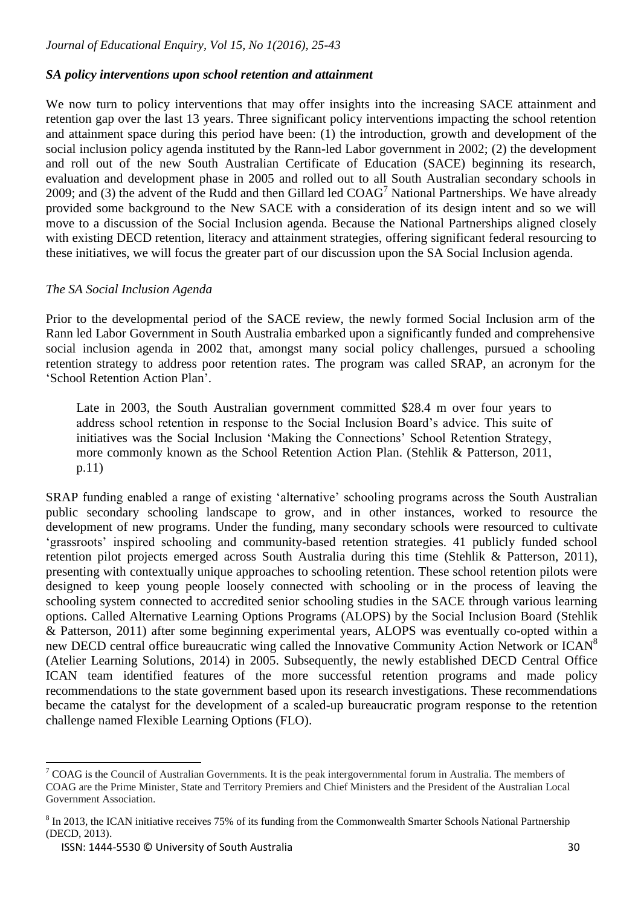### *SA policy interventions upon school retention and attainment*

We now turn to policy interventions that may offer insights into the increasing SACE attainment and retention gap over the last 13 years. Three significant policy interventions impacting the school retention and attainment space during this period have been: (1) the introduction, growth and development of the social inclusion policy agenda instituted by the Rann-led Labor government in 2002; (2) the development and roll out of the new South Australian Certificate of Education (SACE) beginning its research, evaluation and development phase in 2005 and rolled out to all South Australian secondary schools in 2009; and (3) the advent of the Rudd and then Gillard led COAG[7] National Partnerships. We have already provided some background to the New SACE with a consideration of its design intent and so we will move to a discussion of the Social Inclusion agenda. Because the National Partnerships aligned closely with existing DECD retention, literacy and attainment strategies, offering significant federal resourcing to these initiatives, we will focus the greater part of our discussion upon the SA Social Inclusion agenda.

#### *The SA Social Inclusion Agenda*

Prior to the developmental period of the SACE review, the newly formed Social Inclusion arm of the Rann led Labor Government in South Australia embarked upon a significantly funded and comprehensive social inclusion agenda in 2002 that, amongst many social policy challenges, pursued a schooling retention strategy to address poor retention rates. The program was called SRAP, an acronym for the 'School Retention Action Plan'.

> Late in 2003, the South Australian government committed $28.4 m over four years to address school retention in response to the Social Inclusion Board's advice. This suite of initiatives was the Social Inclusion 'Making the Connections' School Retention Strategy, more commonly known as the School Retention Action Plan. (Stehlik & Patterson, 2011, p.11)

SRAP funding enabled a range of existing 'alternative' schooling programs across the South Australian public secondary schooling landscape to grow, and in other instances, worked to resource the development of new programs. Under the funding, many secondary schools were resourced to cultivate 'grassroots' inspired schooling and community-based retention strategies. 41 publicly funded school retention pilot projects emerged across South Australia during this time (Stehlik & Patterson, 2011), presenting with contextually unique approaches to schooling retention. These school retention pilots were designed to keep young people loosely connected with schooling or in the process of leaving the schooling system connected to accredited senior schooling studies in the SACE through various learning options. Called Alternative Learning Options Programs (ALOPS) by the Social Inclusion Board (Stehlik & Patterson, 2011) after some beginning experimental years, ALOPS was eventually co-opted within a new DECD central office bureaucratic wing called the Innovative Community Action Network or ICAN[8] (Atelier Learning Solutions, 2014) in 2005. Subsequently, the newly established DECD Central Office ICAN team identified features of the more successful retention programs and made policy recommendations to the state government based upon its research investigations. These recommendations became the catalyst for the development of a scaled-up bureaucratic program response to the retention challenge named Flexible Learning Options (FLO).

---

[7] COAG is the Council of Australian Governments. It is the peak intergovernmental forum in Australia. The members of COAG are the Prime Minister, State and Territory Premiers and Chief Ministers and the President of the Australian Local Government Association.

[8] In 2013, the ICAN initiative receives 75% of its funding from the Commonwealth Smarter Schools National Partnership (DECD, 2013).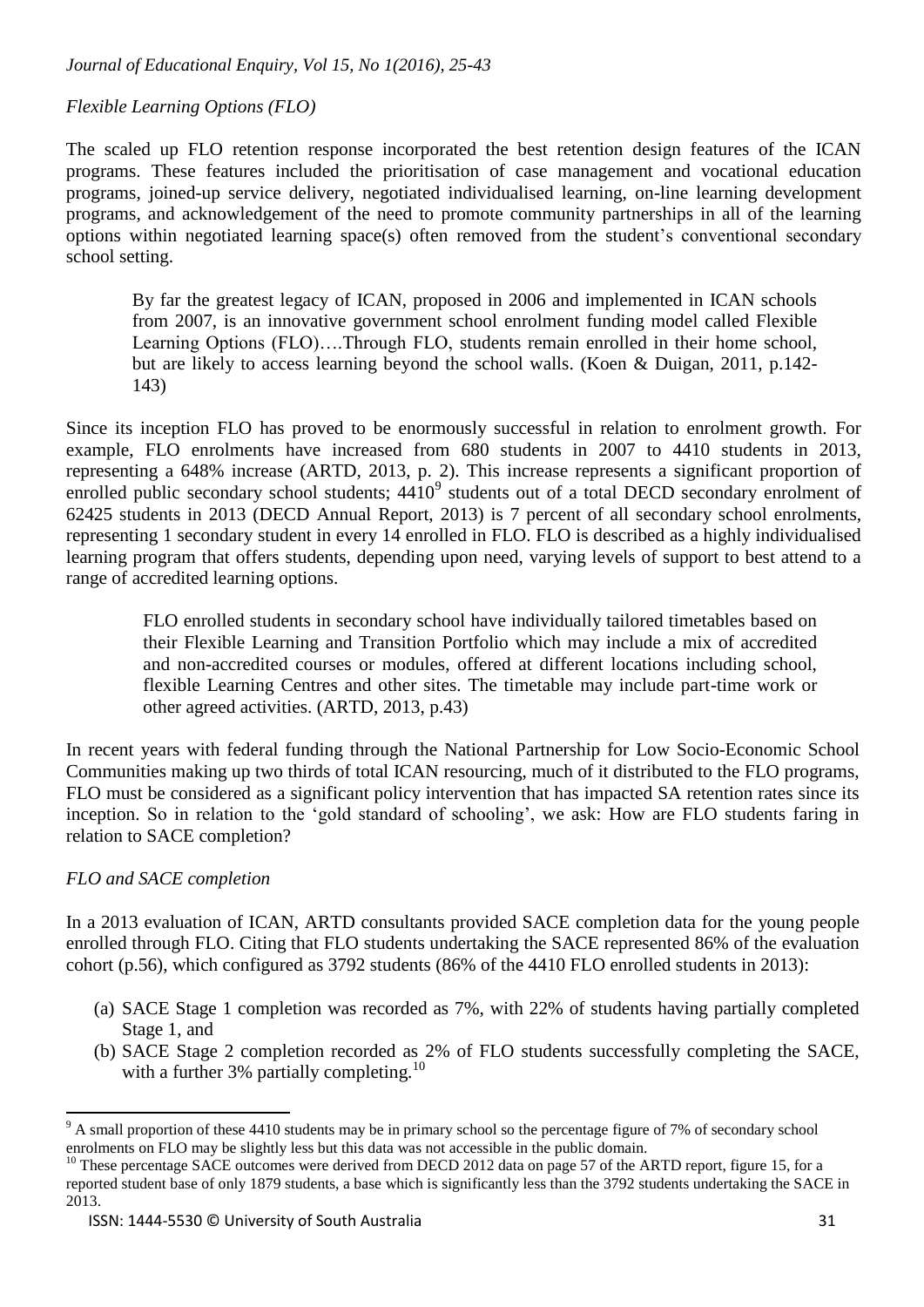*Flexible Learning Options (FLO)*

The scaled up FLO retention response incorporated the best retention design features of the ICAN programs. These features included the prioritisation of case management and vocational education programs, joined-up service delivery, negotiated individualised learning, on-line learning development programs, and acknowledgement of the need to promote community partnerships in all of the learning options within negotiated learning space(s) often removed from the student's conventional secondary school setting.

> By far the greatest legacy of ICAN, proposed in 2006 and implemented in ICAN schools from 2007, is an innovative government school enrolment funding model called Flexible Learning Options (FLO)….Through FLO, students remain enrolled in their home school, but are likely to access learning beyond the school walls. (Koen & Duigan, 2011, p.142-143)

Since its inception FLO has proved to be enormously successful in relation to enrolment growth. For example, FLO enrolments have increased from 680 students in 2007 to 4410 students in 2013, representing a 648% increase (ARTD, 2013, p. 2). This increase represents a significant proportion of enrolled public secondary school students; 4410[9] students out of a total DECD secondary enrolment of 62425 students in 2013 (DECD Annual Report, 2013) is 7 percent of all secondary school enrolments, representing 1 secondary student in every 14 enrolled in FLO. FLO is described as a highly individualised learning program that offers students, depending upon need, varying levels of support to best attend to a range of accredited learning options.

> FLO enrolled students in secondary school have individually tailored timetables based on their Flexible Learning and Transition Portfolio which may include a mix of accredited and non-accredited courses or modules, offered at different locations including school, flexible Learning Centres and other sites. The timetable may include part-time work or other agreed activities. (ARTD, 2013, p.43)

In recent years with federal funding through the National Partnership for Low Socio-Economic School Communities making up two thirds of total ICAN resourcing, much of it distributed to the FLO programs, FLO must be considered as a significant policy intervention that has impacted SA retention rates since its inception. So in relation to the 'gold standard of schooling', we ask: How are FLO students faring in relation to SACE completion?

*FLO and SACE completion*

In a 2013 evaluation of ICAN, ARTD consultants provided SACE completion data for the young people enrolled through FLO. Citing that FLO students undertaking the SACE represented 86% of the evaluation cohort (p.56), which configured as 3792 students (86% of the 4410 FLO enrolled students in 2013):

(a) SACE Stage 1 completion was recorded as 7%, with 22% of students having partially completed Stage 1, and
(b) SACE Stage 2 completion recorded as 2% of FLO students successfully completing the SACE, with a further 3% partially completing.[10]

---

[9] A small proportion of these 4410 students may be in primary school so the percentage figure of 7% of secondary school enrolments on FLO may be slightly less but this data was not accessible in the public domain.

[10] These percentage SACE outcomes were derived from DECD 2012 data on page 57 of the ARTD report, figure 15, for a reported student base of only 1879 students, a base which is significantly less than the 3792 students undertaking the SACE in 2013.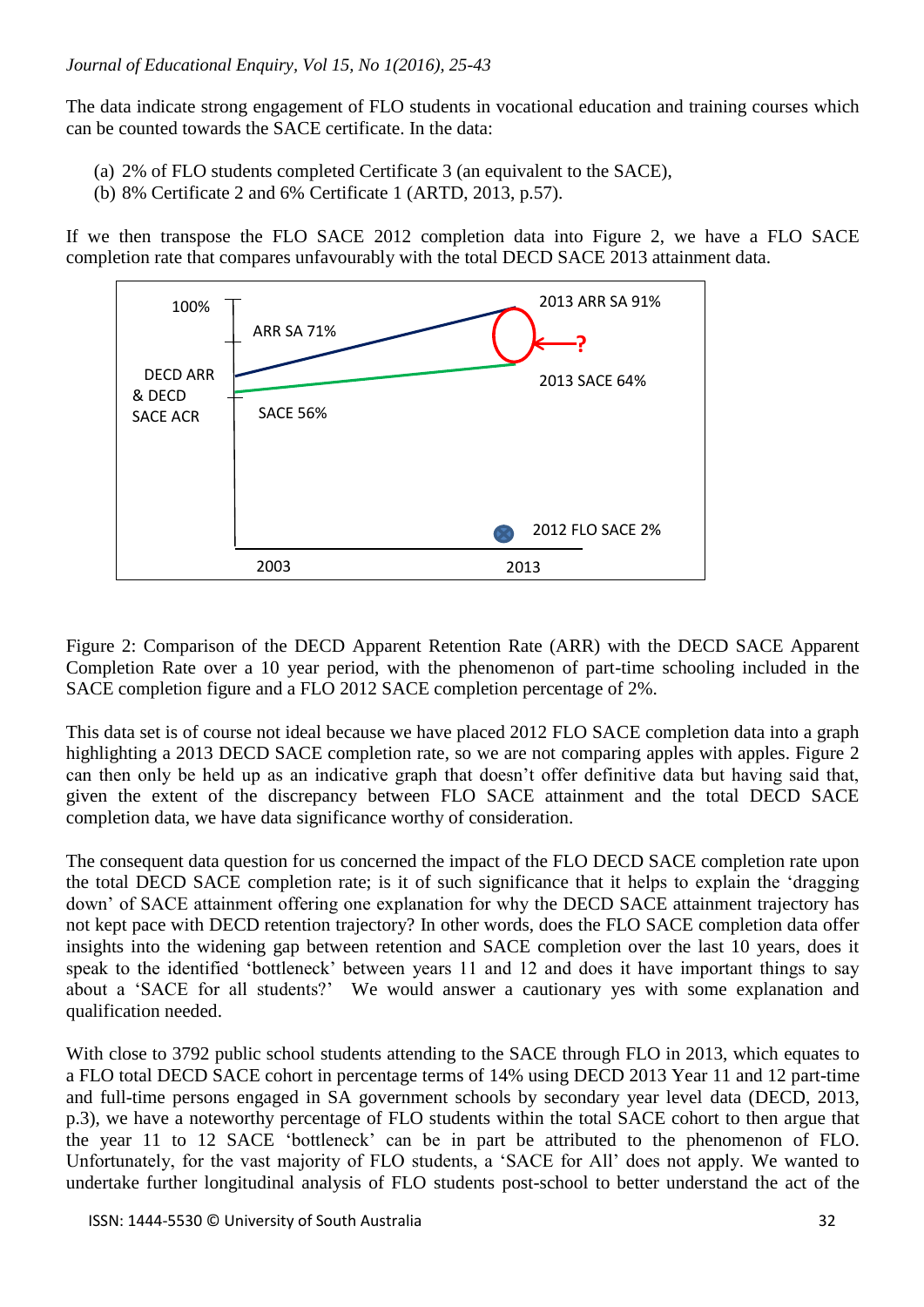The data indicate strong engagement of FLO students in vocational education and training courses which can be counted towards the SACE certificate. In the data:

(a) 2% of FLO students completed Certificate 3 (an equivalent to the SACE),
(b) 8% Certificate 2 and 6% Certificate 1 (ARTD, 2013, p.57).

If we then transpose the FLO SACE 2012 completion data into Figure 2, we have a FLO SACE completion rate that compares unfavourably with the total DECD SACE 2013 attainment data.

100%

DECD ARR & DECD SACE ACR

ARR SA 71%

SACE 56%

2013 ARR SA 91%

?

2013 SACE 64%

2012 FLO SACE 2%

2003

2013

Figure 2: Comparison of the DECD Apparent Retention Rate (ARR) with the DECD SACE Apparent Completion Rate over a 10 year period, with the phenomenon of part-time schooling included in the SACE completion figure and a FLO 2012 SACE completion percentage of 2%.

This data set is of course not ideal because we have placed 2012 FLO SACE completion data into a graph highlighting a 2013 DECD SACE completion rate, so we are not comparing apples with apples. Figure 2 can then only be held up as an indicative graph that doesn't offer definitive data but having said that, given the extent of the discrepancy between FLO SACE attainment and the total DECD SACE completion data, we have data significance worthy of consideration.

The consequent data question for us concerned the impact of the FLO DECD SACE completion rate upon the total DECD SACE completion rate; is it of such significance that it helps to explain the 'dragging down' of SACE attainment offering one explanation for why the DECD SACE attainment trajectory has not kept pace with DECD retention trajectory? In other words, does the FLO SACE completion data offer insights into the widening gap between retention and SACE completion over the last 10 years, does it speak to the identified 'bottleneck' between years 11 and 12 and does it have important things to say about a 'SACE for all students?' We would answer a cautionary yes with some explanation and qualification needed.

With close to 3792 public school students attending to the SACE through FLO in 2013, which equates to a FLO total DECD SACE cohort in percentage terms of 14% using DECD 2013 Year 11 and 12 part-time and full-time persons engaged in SA government schools by secondary year level data (DECD, 2013, p.3), we have a noteworthy percentage of FLO students within the total SACE cohort to then argue that the year 11 to 12 SACE 'bottleneck' can be in part be attributed to the phenomenon of FLO. Unfortunately, for the vast majority of FLO students, a 'SACE for All' does not apply. We wanted to undertake further longitudinal analysis of FLO students post-school to better understand the act of the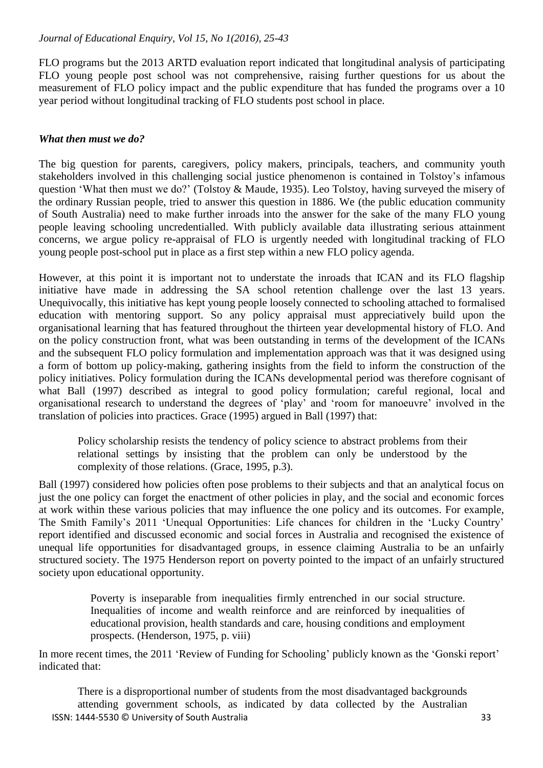FLO programs but the 2013 ARTD evaluation report indicated that longitudinal analysis of participating FLO young people post school was not comprehensive, raising further questions for us about the measurement of FLO policy impact and the public expenditure that has funded the programs over a 10 year period without longitudinal tracking of FLO students post school in place.

### *What then must we do?*

The big question for parents, caregivers, policy makers, principals, teachers, and community youth stakeholders involved in this challenging social justice phenomenon is contained in Tolstoy's infamous question 'What then must we do?' (Tolstoy & Maude, 1935). Leo Tolstoy, having surveyed the misery of the ordinary Russian people, tried to answer this question in 1886. We (the public education community of South Australia) need to make further inroads into the answer for the sake of the many FLO young people leaving schooling uncredentialled. With publicly available data illustrating serious attainment concerns, we argue policy re-appraisal of FLO is urgently needed with longitudinal tracking of FLO young people post-school put in place as a first step within a new FLO policy agenda.

However, at this point it is important not to understate the inroads that ICAN and its FLO flagship initiative have made in addressing the SA school retention challenge over the last 13 years. Unequivocally, this initiative has kept young people loosely connected to schooling attached to formalised education with mentoring support. So any policy appraisal must appreciatively build upon the organisational learning that has featured throughout the thirteen year developmental history of FLO. And on the policy construction front, what was been outstanding in terms of the development of the ICANs and the subsequent FLO policy formulation and implementation approach was that it was designed using a form of bottom up policy-making, gathering insights from the field to inform the construction of the policy initiatives. Policy formulation during the ICANs developmental period was therefore cognisant of what Ball (1997) described as integral to good policy formulation; careful regional, local and organisational research to understand the degrees of 'play' and 'room for manoeuvre' involved in the translation of policies into practices. Grace (1995) argued in Ball (1997) that:

> Policy scholarship resists the tendency of policy science to abstract problems from their relational settings by insisting that the problem can only be understood by the complexity of those relations. (Grace, 1995, p.3).

Ball (1997) considered how policies often pose problems to their subjects and that an analytical focus on just the one policy can forget the enactment of other policies in play, and the social and economic forces at work within these various policies that may influence the one policy and its outcomes. For example, The Smith Family's 2011 'Unequal Opportunities: Life chances for children in the 'Lucky Country' report identified and discussed economic and social forces in Australia and recognised the existence of unequal life opportunities for disadvantaged groups, in essence claiming Australia to be an unfairly structured society. The 1975 Henderson report on poverty pointed to the impact of an unfairly structured society upon educational opportunity.

> Poverty is inseparable from inequalities firmly entrenched in our social structure. Inequalities of income and wealth reinforce and are reinforced by inequalities of educational provision, health standards and care, housing conditions and employment prospects. (Henderson, 1975, p. viii)

In more recent times, the 2011 'Review of Funding for Schooling' publicly known as the 'Gonski report' indicated that:

> There is a disproportional number of students from the most disadvantaged backgrounds attending government schools, as indicated by data collected by the Australian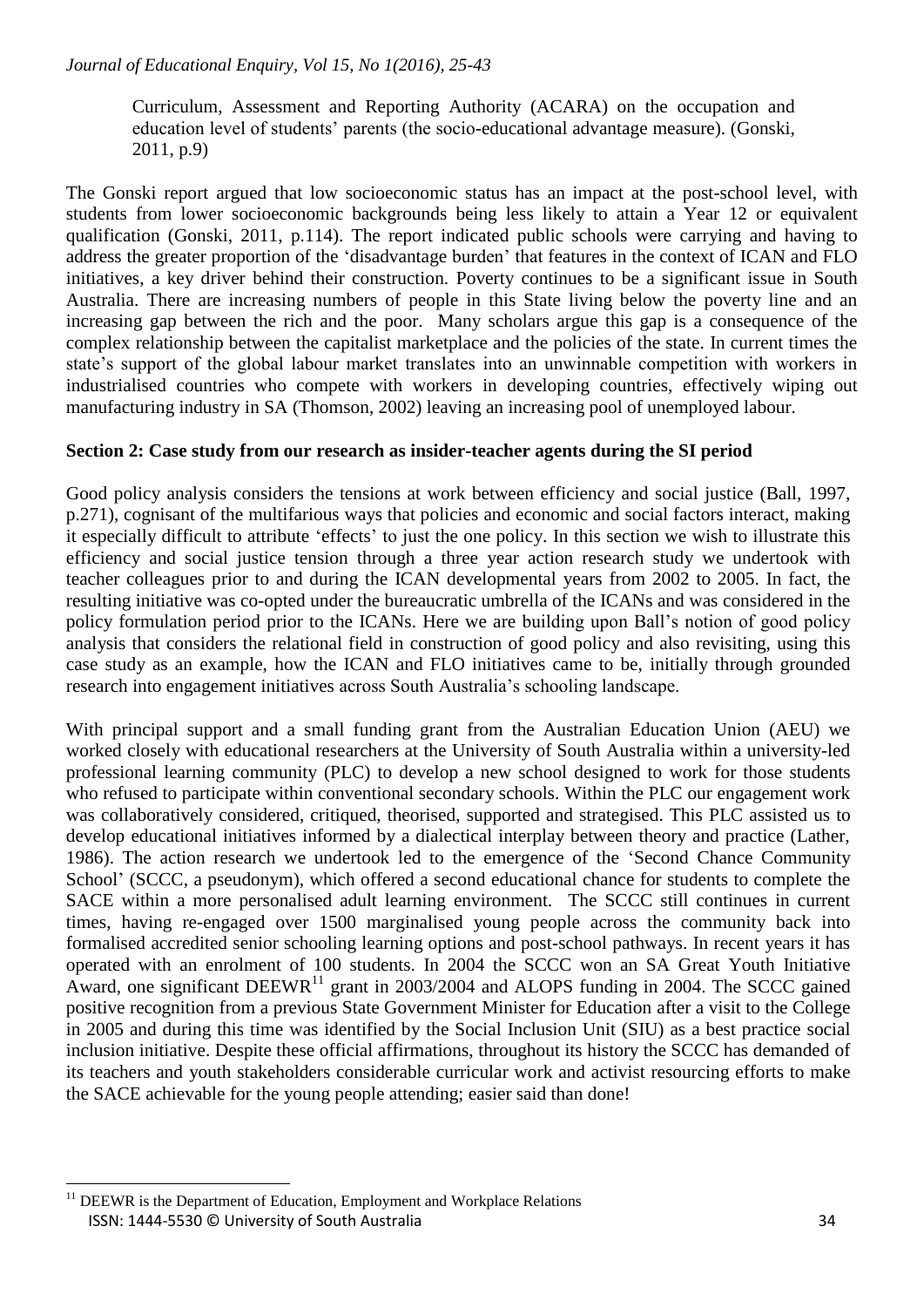> Curriculum, Assessment and Reporting Authority (ACARA) on the occupation and education level of students' parents (the socio-educational advantage measure). (Gonski, 2011, p.9)

The Gonski report argued that low socioeconomic status has an impact at the post-school level, with students from lower socioeconomic backgrounds being less likely to attain a Year 12 or equivalent qualification (Gonski, 2011, p.114). The report indicated public schools were carrying and having to address the greater proportion of the 'disadvantage burden' that features in the context of ICAN and FLO initiatives, a key driver behind their construction. Poverty continues to be a significant issue in South Australia. There are increasing numbers of people in this State living below the poverty line and an increasing gap between the rich and the poor. Many scholars argue this gap is a consequence of the complex relationship between the capitalist marketplace and the policies of the state. In current times the state's support of the global labour market translates into an unwinnable competition with workers in industrialised countries who compete with workers in developing countries, effectively wiping out manufacturing industry in SA (Thomson, 2002) leaving an increasing pool of unemployed labour.

**Section 2: Case study from our research as insider-teacher agents during the SI period**

Good policy analysis considers the tensions at work between efficiency and social justice (Ball, 1997, p.271), cognisant of the multifarious ways that policies and economic and social factors interact, making it especially difficult to attribute 'effects' to just the one policy. In this section we wish to illustrate this efficiency and social justice tension through a three year action research study we undertook with teacher colleagues prior to and during the ICAN developmental years from 2002 to 2005. In fact, the resulting initiative was co-opted under the bureaucratic umbrella of the ICANs and was considered in the policy formulation period prior to the ICANs. Here we are building upon Ball's notion of good policy analysis that considers the relational field in construction of good policy and also revisiting, using this case study as an example, how the ICAN and FLO initiatives came to be, initially through grounded research into engagement initiatives across South Australia's schooling landscape.

With principal support and a small funding grant from the Australian Education Union (AEU) we worked closely with educational researchers at the University of South Australia within a university-led professional learning community (PLC) to develop a new school designed to work for those students who refused to participate within conventional secondary schools. Within the PLC our engagement work was collaboratively considered, critiqued, theorised, supported and strategised. This PLC assisted us to develop educational initiatives informed by a dialectical interplay between theory and practice (Lather, 1986). The action research we undertook led to the emergence of the 'Second Chance Community School' (SCCC, a pseudonym), which offered a second educational chance for students to complete the SACE within a more personalised adult learning environment. The SCCC still continues in current times, having re-engaged over 1500 marginalised young people across the community back into formalised accredited senior schooling learning options and post-school pathways. In recent years it has operated with an enrolment of 100 students. In 2004 the SCCC won an SA Great Youth Initiative Award, one significant DEEWR[11] grant in 2003/2004 and ALOPS funding in 2004. The SCCC gained positive recognition from a previous State Government Minister for Education after a visit to the College in 2005 and during this time was identified by the Social Inclusion Unit (SIU) as a best practice social inclusion initiative. Despite these official affirmations, throughout its history the SCCC has demanded of its teachers and youth stakeholders considerable curricular work and activist resourcing efforts to make the SACE achievable for the young people attending; easier said than done!

[11] DEEWR is the Department of Education, Employment and Workplace Relations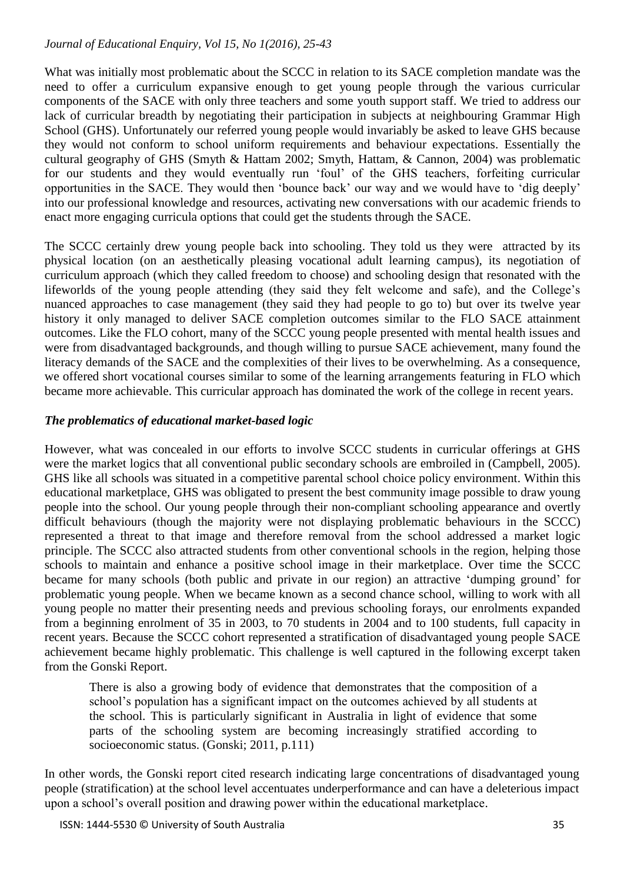What was initially most problematic about the SCCC in relation to its SACE completion mandate was the need to offer a curriculum expansive enough to get young people through the various curricular components of the SACE with only three teachers and some youth support staff. We tried to address our lack of curricular breadth by negotiating their participation in subjects at neighbouring Grammar High School (GHS). Unfortunately our referred young people would invariably be asked to leave GHS because they would not conform to school uniform requirements and behaviour expectations. Essentially the cultural geography of GHS (Smyth & Hattam 2002; Smyth, Hattam, & Cannon, 2004) was problematic for our students and they would eventually run 'foul' of the GHS teachers, forfeiting curricular opportunities in the SACE. They would then 'bounce back' our way and we would have to 'dig deeply' into our professional knowledge and resources, activating new conversations with our academic friends to enact more engaging curricula options that could get the students through the SACE.

The SCCC certainly drew young people back into schooling. They told us they were attracted by its physical location (on an aesthetically pleasing vocational adult learning campus), its negotiation of curriculum approach (which they called freedom to choose) and schooling design that resonated with the lifeworlds of the young people attending (they said they felt welcome and safe), and the College's nuanced approaches to case management (they said they had people to go to) but over its twelve year history it only managed to deliver SACE completion outcomes similar to the FLO SACE attainment outcomes. Like the FLO cohort, many of the SCCC young people presented with mental health issues and were from disadvantaged backgrounds, and though willing to pursue SACE achievement, many found the literacy demands of the SACE and the complexities of their lives to be overwhelming. As a consequence, we offered short vocational courses similar to some of the learning arrangements featuring in FLO which became more achievable. This curricular approach has dominated the work of the college in recent years.

### *The problematics of educational market-based logic*

However, what was concealed in our efforts to involve SCCC students in curricular offerings at GHS were the market logics that all conventional public secondary schools are embroiled in (Campbell, 2005). GHS like all schools was situated in a competitive parental school choice policy environment. Within this educational marketplace, GHS was obligated to present the best community image possible to draw young people into the school. Our young people through their non-compliant schooling appearance and overtly difficult behaviours (though the majority were not displaying problematic behaviours in the SCCC) represented a threat to that image and therefore removal from the school addressed a market logic principle. The SCCC also attracted students from other conventional schools in the region, helping those schools to maintain and enhance a positive school image in their marketplace. Over time the SCCC became for many schools (both public and private in our region) an attractive 'dumping ground' for problematic young people. When we became known as a second chance school, willing to work with all young people no matter their presenting needs and previous schooling forays, our enrolments expanded from a beginning enrolment of 35 in 2003, to 70 students in 2004 and to 100 students, full capacity in recent years. Because the SCCC cohort represented a stratification of disadvantaged young people SACE achievement became highly problematic. This challenge is well captured in the following excerpt taken from the Gonski Report.

> There is also a growing body of evidence that demonstrates that the composition of a school's population has a significant impact on the outcomes achieved by all students at the school. This is particularly significant in Australia in light of evidence that some parts of the schooling system are becoming increasingly stratified according to socioeconomic status. (Gonski; 2011, p.111)

In other words, the Gonski report cited research indicating large concentrations of disadvantaged young people (stratification) at the school level accentuates underperformance and can have a deleterious impact upon a school's overall position and drawing power within the educational marketplace.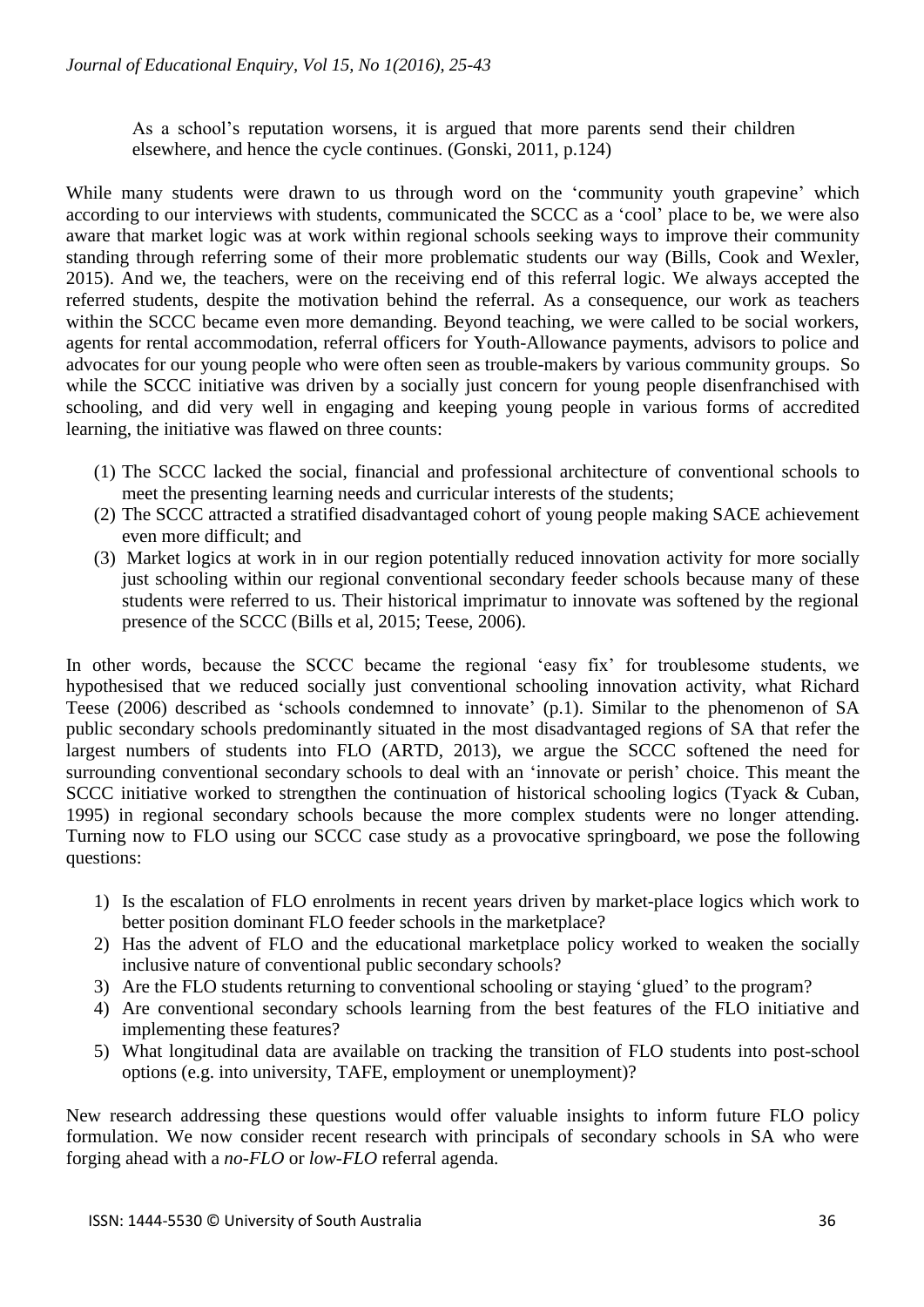> As a school's reputation worsens, it is argued that more parents send their children elsewhere, and hence the cycle continues. (Gonski, 2011, p.124)

While many students were drawn to us through word on the 'community youth grapevine' which according to our interviews with students, communicated the SCCC as a 'cool' place to be, we were also aware that market logic was at work within regional schools seeking ways to improve their community standing through referring some of their more problematic students our way (Bills, Cook and Wexler, 2015). And we, the teachers, were on the receiving end of this referral logic. We always accepted the referred students, despite the motivation behind the referral. As a consequence, our work as teachers within the SCCC became even more demanding. Beyond teaching, we were called to be social workers, agents for rental accommodation, referral officers for Youth-Allowance payments, advisors to police and advocates for our young people who were often seen as trouble-makers by various community groups. So while the SCCC initiative was driven by a socially just concern for young people disenfranchised with schooling, and did very well in engaging and keeping young people in various forms of accredited learning, the initiative was flawed on three counts:

(1) The SCCC lacked the social, financial and professional architecture of conventional schools to meet the presenting learning needs and curricular interests of the students;
(2) The SCCC attracted a stratified disadvantaged cohort of young people making SACE achievement even more difficult; and
(3) Market logics at work in in our region potentially reduced innovation activity for more socially just schooling within our regional conventional secondary feeder schools because many of these students were referred to us. Their historical imprimatur to innovate was softened by the regional presence of the SCCC (Bills et al, 2015; Teese, 2006).

In other words, because the SCCC became the regional 'easy fix' for troublesome students, we hypothesised that we reduced socially just conventional schooling innovation activity, what Richard Teese (2006) described as 'schools condemned to innovate' (p.1). Similar to the phenomenon of SA public secondary schools predominantly situated in the most disadvantaged regions of SA that refer the largest numbers of students into FLO (ARTD, 2013), we argue the SCCC softened the need for surrounding conventional secondary schools to deal with an 'innovate or perish' choice. This meant the SCCC initiative worked to strengthen the continuation of historical schooling logics (Tyack & Cuban, 1995) in regional secondary schools because the more complex students were no longer attending. Turning now to FLO using our SCCC case study as a provocative springboard, we pose the following questions:

1) Is the escalation of FLO enrolments in recent years driven by market-place logics which work to better position dominant FLO feeder schools in the marketplace?
2) Has the advent of FLO and the educational marketplace policy worked to weaken the socially inclusive nature of conventional public secondary schools?
3) Are the FLO students returning to conventional schooling or staying 'glued' to the program?
4) Are conventional secondary schools learning from the best features of the FLO initiative and implementing these features?
5) What longitudinal data are available on tracking the transition of FLO students into post-school options (e.g. into university, TAFE, employment or unemployment)?

New research addressing these questions would offer valuable insights to inform future FLO policy formulation. We now consider recent research with principals of secondary schools in SA who were forging ahead with a *no-FLO* or *low-FLO* referral agenda.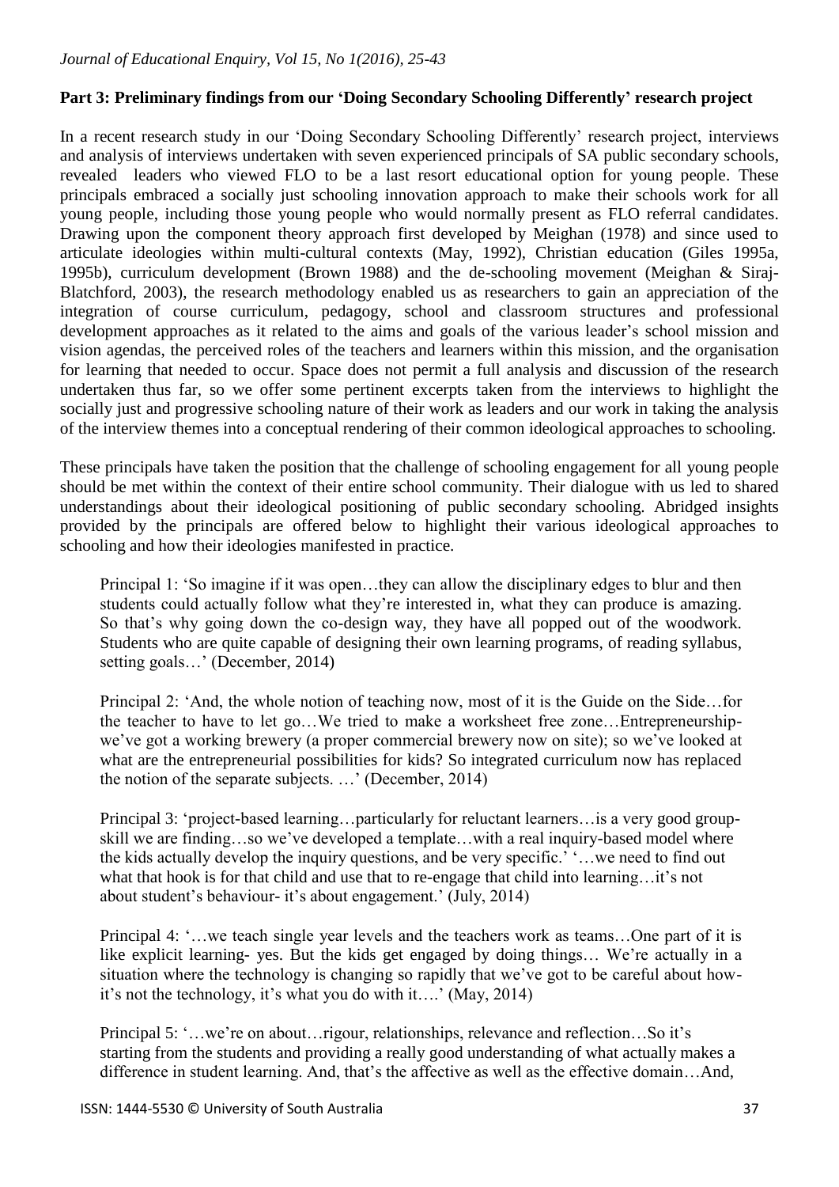## Part 3: Preliminary findings from our 'Doing Secondary Schooling Differently' research project

In a recent research study in our 'Doing Secondary Schooling Differently' research project, interviews and analysis of interviews undertaken with seven experienced principals of SA public secondary schools, revealed leaders who viewed FLO to be a last resort educational option for young people. These principals embraced a socially just schooling innovation approach to make their schools work for all young people, including those young people who would normally present as FLO referral candidates. Drawing upon the component theory approach first developed by Meighan (1978) and since used to articulate ideologies within multi-cultural contexts (May, 1992), Christian education (Giles 1995a, 1995b), curriculum development (Brown 1988) and the de-schooling movement (Meighan & Siraj-Blatchford, 2003), the research methodology enabled us as researchers to gain an appreciation of the integration of course curriculum, pedagogy, school and classroom structures and professional development approaches as it related to the aims and goals of the various leader's school mission and vision agendas, the perceived roles of the teachers and learners within this mission, and the organisation for learning that needed to occur. Space does not permit a full analysis and discussion of the research undertaken thus far, so we offer some pertinent excerpts taken from the interviews to highlight the socially just and progressive schooling nature of their work as leaders and our work in taking the analysis of the interview themes into a conceptual rendering of their common ideological approaches to schooling.

These principals have taken the position that the challenge of schooling engagement for all young people should be met within the context of their entire school community. Their dialogue with us led to shared understandings about their ideological positioning of public secondary schooling. Abridged insights provided by the principals are offered below to highlight their various ideological approaches to schooling and how their ideologies manifested in practice.

> Principal 1: 'So imagine if it was open…they can allow the disciplinary edges to blur and then students could actually follow what they're interested in, what they can produce is amazing. So that's why going down the co-design way, they have all popped out of the woodwork. Students who are quite capable of designing their own learning programs, of reading syllabus, setting goals…' (December, 2014)

> Principal 2: 'And, the whole notion of teaching now, most of it is the Guide on the Side…for the teacher to have to let go…We tried to make a worksheet free zone…Entrepreneurship- we've got a working brewery (a proper commercial brewery now on site); so we've looked at what are the entrepreneurial possibilities for kids? So integrated curriculum now has replaced the notion of the separate subjects. …' (December, 2014)

> Principal 3: 'project-based learning…particularly for reluctant learners…is a very good group-skill we are finding…so we've developed a template…with a real inquiry-based model where the kids actually develop the inquiry questions, and be very specific.' '…we need to find out what that hook is for that child and use that to re-engage that child into learning…it's not about student's behaviour- it's about engagement.' (July, 2014)

> Principal 4: '…we teach single year levels and the teachers work as teams…One part of it is like explicit learning- yes. But the kids get engaged by doing things… We're actually in a situation where the technology is changing so rapidly that we've got to be careful about how- it's not the technology, it's what you do with it….' (May, 2014)

> Principal 5: '…we're on about…rigour, relationships, relevance and reflection…So it's starting from the students and providing a really good understanding of what actually makes a difference in student learning. And, that's the affective as well as the effective domain…And,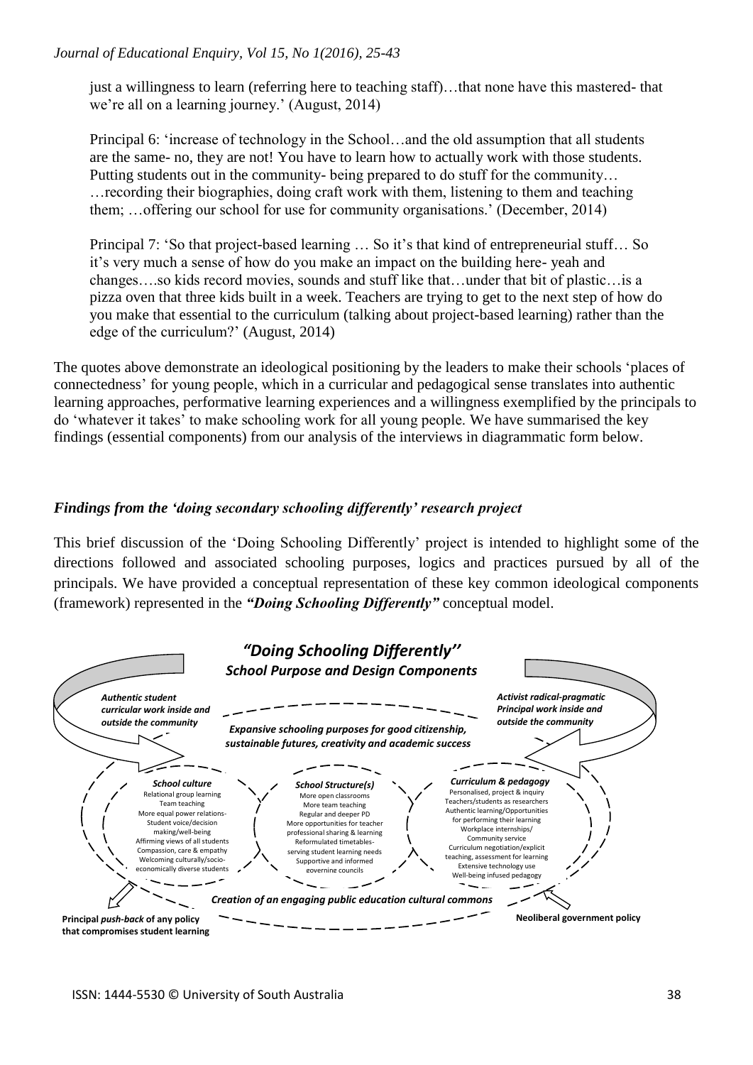just a willingness to learn (referring here to teaching staff)…that none have this mastered- that we're all on a learning journey.' (August, 2014)

Principal 6: 'increase of technology in the School…and the old assumption that all students are the same- no, they are not! You have to learn how to actually work with those students. Putting students out in the community- being prepared to do stuff for the community… …recording their biographies, doing craft work with them, listening to them and teaching them; …offering our school for use for community organisations.' (December, 2014)

Principal 7: 'So that project-based learning … So it's that kind of entrepreneurial stuff… So it's very much a sense of how do you make an impact on the building here- yeah and changes….so kids record movies, sounds and stuff like that…under that bit of plastic…is a pizza oven that three kids built in a week. Teachers are trying to get to the next step of how do you make that essential to the curriculum (talking about project-based learning) rather than the edge of the curriculum?' (August, 2014)

The quotes above demonstrate an ideological positioning by the leaders to make their schools 'places of connectedness' for young people, which in a curricular and pedagogical sense translates into authentic learning approaches, performative learning experiences and a willingness exemplified by the principals to do 'whatever it takes' to make schooling work for all young people. We have summarised the key findings (essential components) from our analysis of the interviews in diagrammatic form below.

### *Findings from the 'doing secondary schooling differently' research project*

This brief discussion of the 'Doing Schooling Differently' project is intended to highlight some of the directions followed and associated schooling purposes, logics and practices pursued by all of the principals. We have provided a conceptual representation of these key common ideological components (framework) represented in the ***"Doing Schooling Differently"*** conceptual model.

***"Doing Schooling Differently"***
***School Purpose and Design Components***

*Authentic student curricular work inside and outside the community*

*Activist radical-pragmatic Principal work inside and outside the community*

*Expansive schooling purposes for good citizenship, sustainable futures, creativity and academic success*

*School culture*
Relational group learning
Team teaching
More equal power relations-
Student voice/decision making/well-being
Affirming views of all students
Compassion, care & empathy
Welcoming culturally/socio-economically diverse students

*School Structure(s)*
More open classrooms
More team teaching
Regular and deeper PD
More opportunities for teacher professional sharing & learning
Reformulated timetables-serving student learning needs
Supportive and informed governing councils

*Curriculum & pedagogy*
Personalised, project & inquiry
Teachers/students as researchers
Authentic learning/Opportunities for performing their learning
Workplace internships/
Community service
Curriculum negotiation/explicit teaching, assessment for learning
Extensive technology use
Well-being infused pedagogy

*Creation of an engaging public education cultural commons*

**Principal *push-back* of any policy that compromises student learning**

**Neoliberal government policy**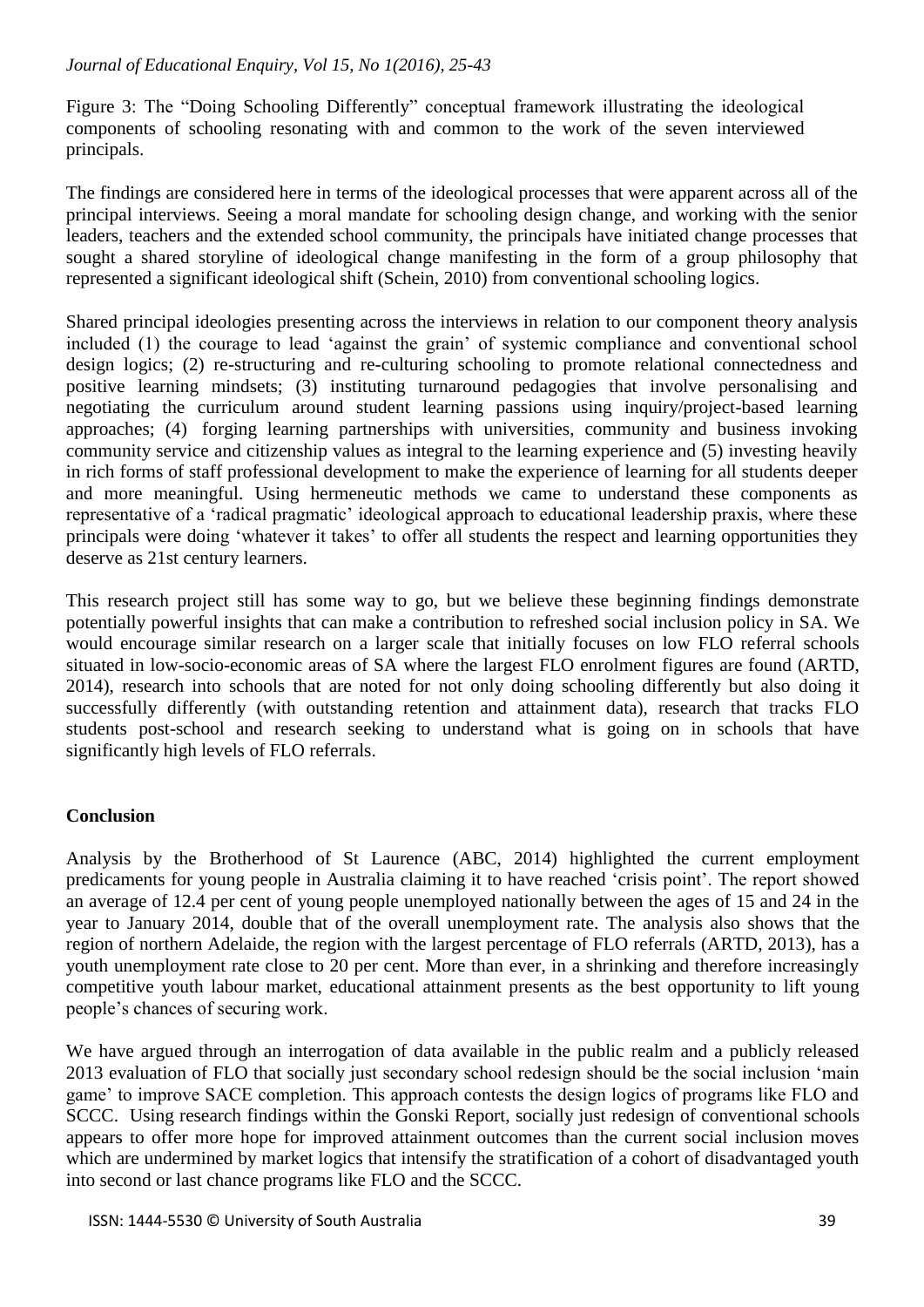Figure 3: The "Doing Schooling Differently" conceptual framework illustrating the ideological components of schooling resonating with and common to the work of the seven interviewed principals.

The findings are considered here in terms of the ideological processes that were apparent across all of the principal interviews. Seeing a moral mandate for schooling design change, and working with the senior leaders, teachers and the extended school community, the principals have initiated change processes that sought a shared storyline of ideological change manifesting in the form of a group philosophy that represented a significant ideological shift (Schein, 2010) from conventional schooling logics.

Shared principal ideologies presenting across the interviews in relation to our component theory analysis included (1) the courage to lead 'against the grain' of systemic compliance and conventional school design logics; (2) re-structuring and re-culturing schooling to promote relational connectedness and positive learning mindsets; (3) instituting turnaround pedagogies that involve personalising and negotiating the curriculum around student learning passions using inquiry/project-based learning approaches; (4) forging learning partnerships with universities, community and business invoking community service and citizenship values as integral to the learning experience and (5) investing heavily in rich forms of staff professional development to make the experience of learning for all students deeper and more meaningful. Using hermeneutic methods we came to understand these components as representative of a 'radical pragmatic' ideological approach to educational leadership praxis, where these principals were doing 'whatever it takes' to offer all students the respect and learning opportunities they deserve as 21st century learners.

This research project still has some way to go, but we believe these beginning findings demonstrate potentially powerful insights that can make a contribution to refreshed social inclusion policy in SA. We would encourage similar research on a larger scale that initially focuses on low FLO referral schools situated in low-socio-economic areas of SA where the largest FLO enrolment figures are found (ARTD, 2014), research into schools that are noted for not only doing schooling differently but also doing it successfully differently (with outstanding retention and attainment data), research that tracks FLO students post-school and research seeking to understand what is going on in schools that have significantly high levels of FLO referrals.

## Conclusion

Analysis by the Brotherhood of St Laurence (ABC, 2014) highlighted the current employment predicaments for young people in Australia claiming it to have reached 'crisis point'. The report showed an average of 12.4 per cent of young people unemployed nationally between the ages of 15 and 24 in the year to January 2014, double that of the overall unemployment rate. The analysis also shows that the region of northern Adelaide, the region with the largest percentage of FLO referrals (ARTD, 2013), has a youth unemployment rate close to 20 per cent. More than ever, in a shrinking and therefore increasingly competitive youth labour market, educational attainment presents as the best opportunity to lift young people's chances of securing work.

We have argued through an interrogation of data available in the public realm and a publicly released 2013 evaluation of FLO that socially just secondary school redesign should be the social inclusion 'main game' to improve SACE completion. This approach contests the design logics of programs like FLO and SCCC. Using research findings within the Gonski Report, socially just redesign of conventional schools appears to offer more hope for improved attainment outcomes than the current social inclusion moves which are undermined by market logics that intensify the stratification of a cohort of disadvantaged youth into second or last chance programs like FLO and the SCCC.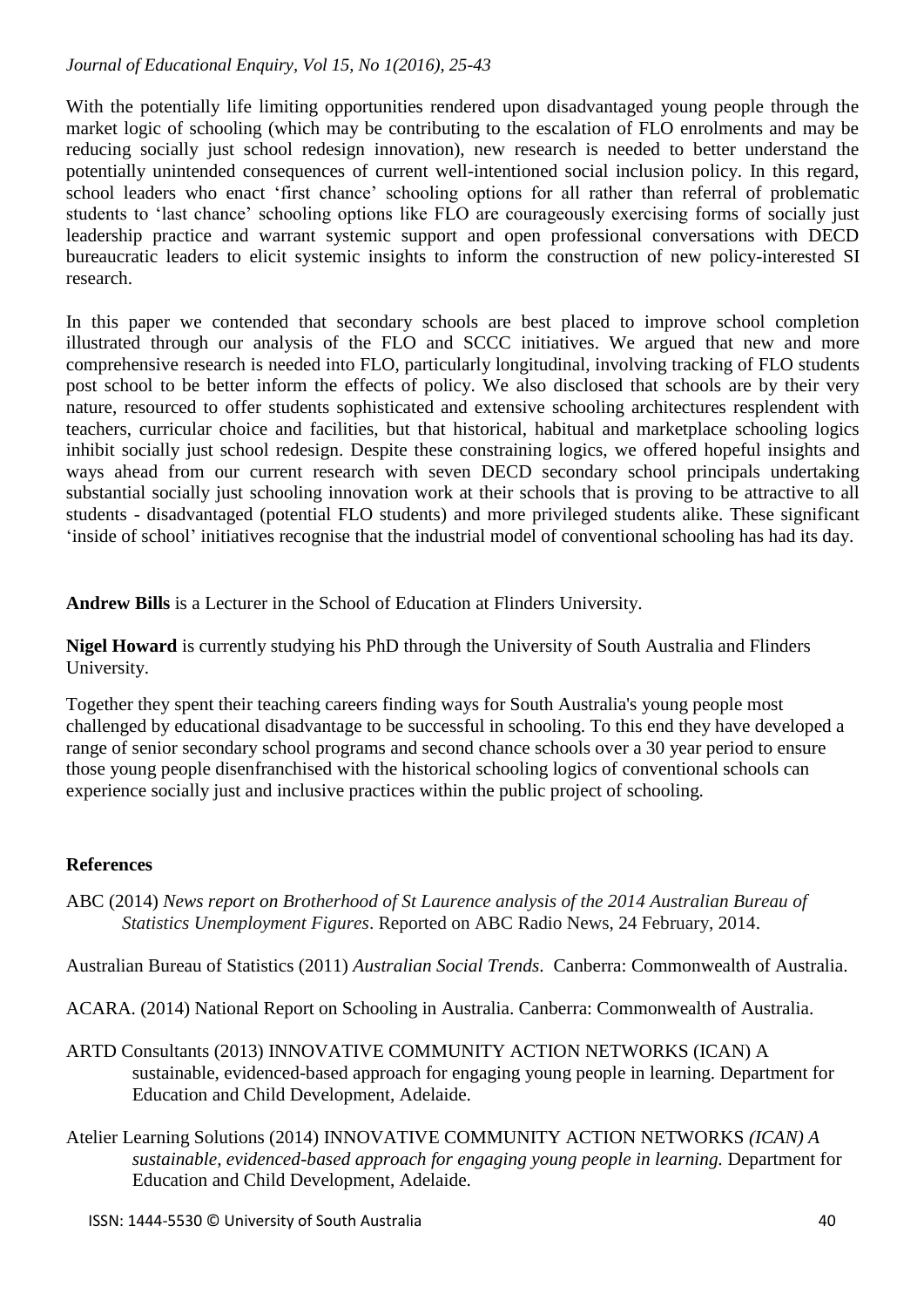With the potentially life limiting opportunities rendered upon disadvantaged young people through the market logic of schooling (which may be contributing to the escalation of FLO enrolments and may be reducing socially just school redesign innovation), new research is needed to better understand the potentially unintended consequences of current well-intentioned social inclusion policy. In this regard, school leaders who enact 'first chance' schooling options for all rather than referral of problematic students to 'last chance' schooling options like FLO are courageously exercising forms of socially just leadership practice and warrant systemic support and open professional conversations with DECD bureaucratic leaders to elicit systemic insights to inform the construction of new policy-interested SI research.

In this paper we contended that secondary schools are best placed to improve school completion illustrated through our analysis of the FLO and SCCC initiatives. We argued that new and more comprehensive research is needed into FLO, particularly longitudinal, involving tracking of FLO students post school to be better inform the effects of policy. We also disclosed that schools are by their very nature, resourced to offer students sophisticated and extensive schooling architectures resplendent with teachers, curricular choice and facilities, but that historical, habitual and marketplace schooling logics inhibit socially just school redesign. Despite these constraining logics, we offered hopeful insights and ways ahead from our current research with seven DECD secondary school principals undertaking substantial socially just schooling innovation work at their schools that is proving to be attractive to all students - disadvantaged (potential FLO students) and more privileged students alike. These significant 'inside of school' initiatives recognise that the industrial model of conventional schooling has had its day.

**Andrew Bills** is a Lecturer in the School of Education at Flinders University.

**Nigel Howard** is currently studying his PhD through the University of South Australia and Flinders University.

Together they spent their teaching careers finding ways for South Australia's young people most challenged by educational disadvantage to be successful in schooling. To this end they have developed a range of senior secondary school programs and second chance schools over a 30 year period to ensure those young people disenfranchised with the historical schooling logics of conventional schools can experience socially just and inclusive practices within the public project of schooling.

## References

ABC (2014) *News report on Brotherhood of St Laurence analysis of the 2014 Australian Bureau of Statistics Unemployment Figures*. Reported on ABC Radio News, 24 February, 2014.

Australian Bureau of Statistics (2011) *Australian Social Trends*. Canberra: Commonwealth of Australia.

ACARA. (2014) National Report on Schooling in Australia. Canberra: Commonwealth of Australia.

ARTD Consultants (2013) INNOVATIVE COMMUNITY ACTION NETWORKS (ICAN) A sustainable, evidenced-based approach for engaging young people in learning. Department for Education and Child Development, Adelaide.

Atelier Learning Solutions (2014) INNOVATIVE COMMUNITY ACTION NETWORKS *(ICAN) A sustainable, evidenced-based approach for engaging young people in learning.* Department for Education and Child Development, Adelaide.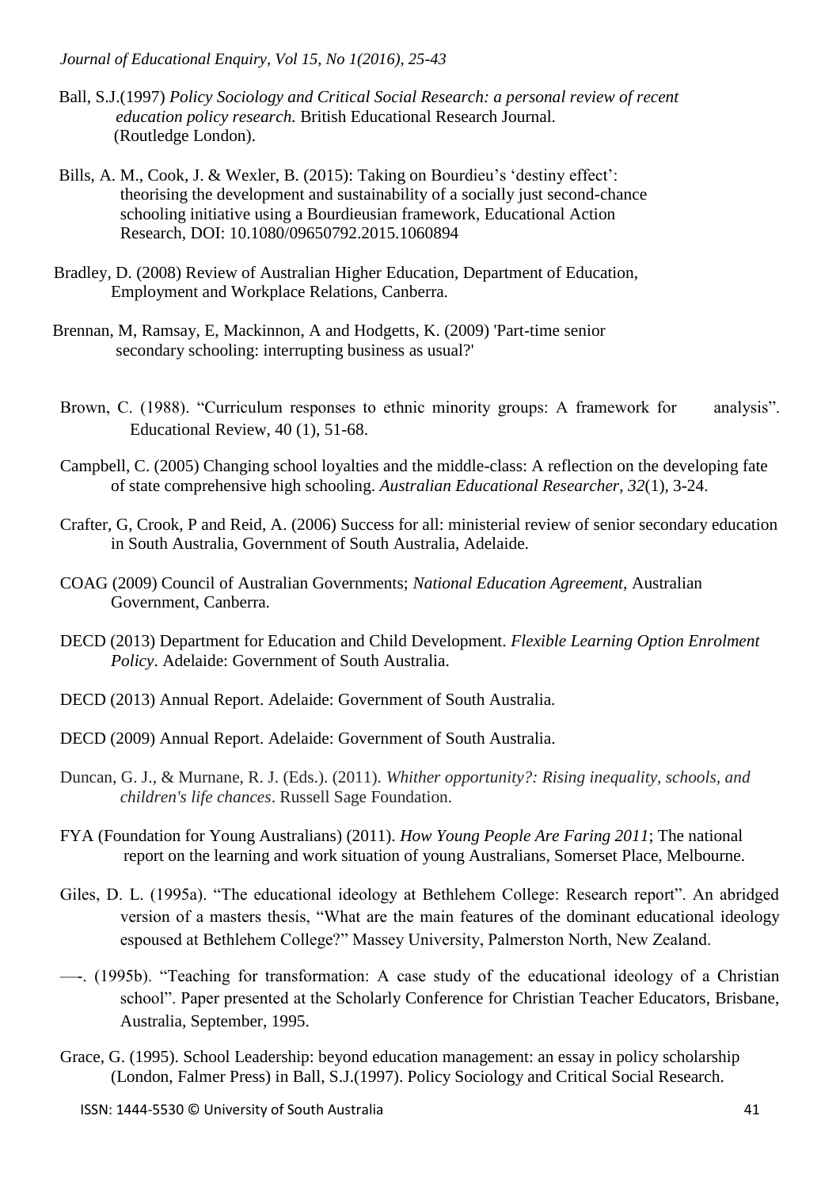Ball, S.J.(1997) *Policy Sociology and Critical Social Research: a personal review of recent education policy research.* British Educational Research Journal. (Routledge London).

Bills, A. M., Cook, J. & Wexler, B. (2015): Taking on Bourdieu's 'destiny effect': theorising the development and sustainability of a socially just second-chance schooling initiative using a Bourdieusian framework, Educational Action Research, DOI: 10.1080/09650792.2015.1060894

Bradley, D. (2008) Review of Australian Higher Education, Department of Education, Employment and Workplace Relations, Canberra.

Brennan, M, Ramsay, E, Mackinnon, A and Hodgetts, K. (2009) 'Part-time senior secondary schooling: interrupting business as usual?'

Brown, C. (1988). "Curriculum responses to ethnic minority groups: A framework for analysis". Educational Review, 40 (1), 51-68.

Campbell, C. (2005) Changing school loyalties and the middle-class: A reflection on the developing fate of state comprehensive high schooling. *Australian Educational Researcher, 32*(1), 3-24.

Crafter, G, Crook, P and Reid, A. (2006) Success for all: ministerial review of senior secondary education in South Australia, Government of South Australia, Adelaide.

COAG (2009) Council of Australian Governments; *National Education Agreement*, Australian Government, Canberra.

DECD (2013) Department for Education and Child Development. *Flexible Learning Option Enrolment Policy*. Adelaide: Government of South Australia.

DECD (2013) Annual Report. Adelaide: Government of South Australia.

DECD (2009) Annual Report. Adelaide: Government of South Australia.

Duncan, G. J., & Murnane, R. J. (Eds.). (2011). *Whither opportunity?: Rising inequality, schools, and children's life chances*. Russell Sage Foundation.

FYA (Foundation for Young Australians) (2011). *How Young People Are Faring 2011*; The national report on the learning and work situation of young Australians, Somerset Place, Melbourne.

Giles, D. L. (1995a). "The educational ideology at Bethlehem College: Research report". An abridged version of a masters thesis, "What are the main features of the dominant educational ideology espoused at Bethlehem College?" Massey University, Palmerston North, New Zealand.

—-. (1995b). "Teaching for transformation: A case study of the educational ideology of a Christian school". Paper presented at the Scholarly Conference for Christian Teacher Educators, Brisbane, Australia, September, 1995.

Grace, G. (1995). School Leadership: beyond education management: an essay in policy scholarship (London, Falmer Press) in Ball, S.J.(1997). Policy Sociology and Critical Social Research.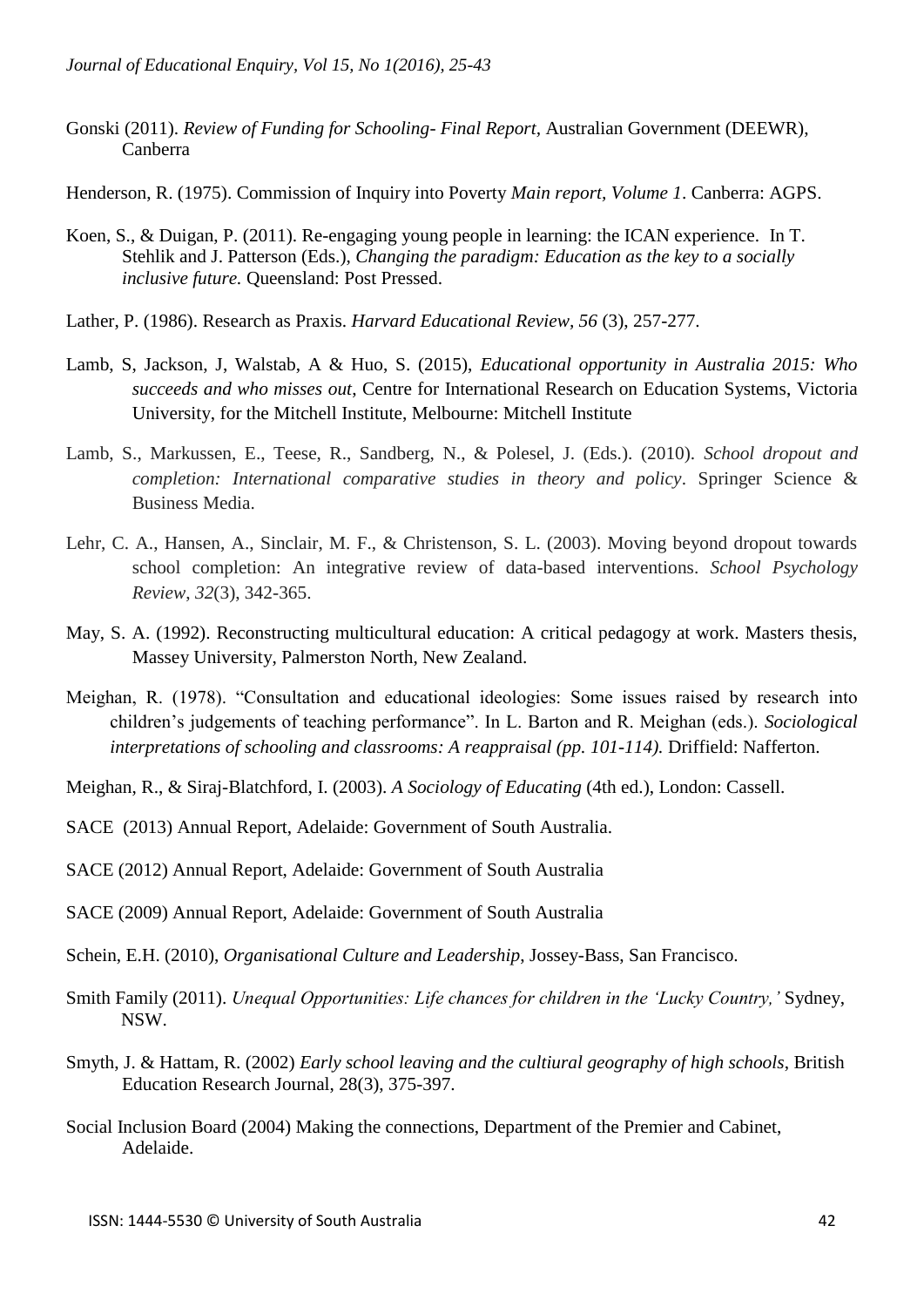Gonski (2011). *Review of Funding for Schooling- Final Report*, Australian Government (DEEWR), Canberra

Henderson, R. (1975). Commission of Inquiry into Poverty *Main report, Volume 1*. Canberra: AGPS.

Koen, S., & Duigan, P. (2011). Re-engaging young people in learning: the ICAN experience. In T. Stehlik and J. Patterson (Eds.), *Changing the paradigm: Education as the key to a socially inclusive future.* Queensland: Post Pressed.

Lather, P. (1986). Research as Praxis. *Harvard Educational Review, 56* (3), 257-277.

Lamb, S, Jackson, J, Walstab, A & Huo, S. (2015), *Educational opportunity in Australia 2015: Who succeeds and who misses out*, Centre for International Research on Education Systems, Victoria University, for the Mitchell Institute, Melbourne: Mitchell Institute

Lamb, S., Markussen, E., Teese, R., Sandberg, N., & Polesel, J. (Eds.). (2010). *School dropout and completion: International comparative studies in theory and policy*. Springer Science & Business Media.

Lehr, C. A., Hansen, A., Sinclair, M. F., & Christenson, S. L. (2003). Moving beyond dropout towards school completion: An integrative review of data-based interventions. *School Psychology Review*, *32*(3), 342-365.

May, S. A. (1992). Reconstructing multicultural education: A critical pedagogy at work. Masters thesis, Massey University, Palmerston North, New Zealand.

Meighan, R. (1978). "Consultation and educational ideologies: Some issues raised by research into children's judgements of teaching performance". In L. Barton and R. Meighan (eds.). *Sociological interpretations of schooling and classrooms: A reappraisal (pp. 101-114).* Driffield: Nafferton.

Meighan, R., & Siraj-Blatchford, I. (2003). *A Sociology of Educating* (4th ed.), London: Cassell.

SACE (2013) Annual Report, Adelaide: Government of South Australia.

SACE (2012) Annual Report, Adelaide: Government of South Australia

SACE (2009) Annual Report, Adelaide: Government of South Australia

Schein, E.H. (2010), *Organisational Culture and Leadership*, Jossey-Bass, San Francisco.

Smith Family (2011). *Unequal Opportunities: Life chances for children in the 'Lucky Country,'* Sydney, NSW.

Smyth, J. & Hattam, R. (2002) *Early school leaving and the cultiural geography of high schools*, British Education Research Journal, 28(3), 375-397.

Social Inclusion Board (2004) Making the connections, Department of the Premier and Cabinet, Adelaide.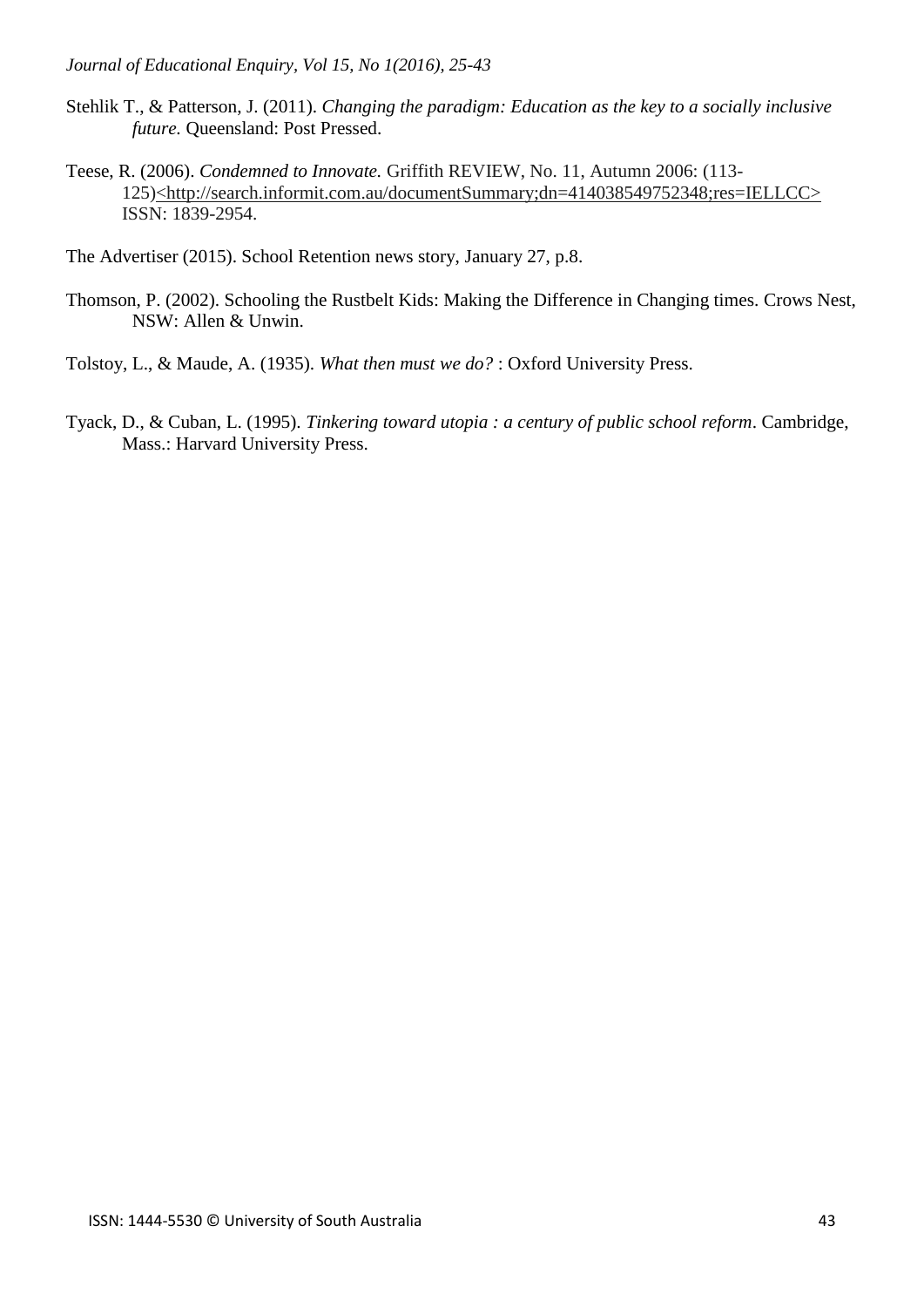Stehlik T., & Patterson, J. (2011). *Changing the paradigm: Education as the key to a socially inclusive future.* Queensland: Post Pressed.

Teese, R. (2006). *Condemned to Innovate.* Griffith REVIEW, No. 11, Autumn 2006: (113-125)<http://search.informit.com.au/documentSummary;dn=414038549752348;res=IELLCC> ISSN: 1839-2954.

The Advertiser (2015). School Retention news story, January 27, p.8.

Thomson, P. (2002). Schooling the Rustbelt Kids: Making the Difference in Changing times. Crows Nest, NSW: Allen & Unwin.

Tolstoy, L., & Maude, A. (1935). *What then must we do?* : Oxford University Press.

Tyack, D., & Cuban, L. (1995). *Tinkering toward utopia : a century of public school reform*. Cambridge, Mass.: Harvard University Press.